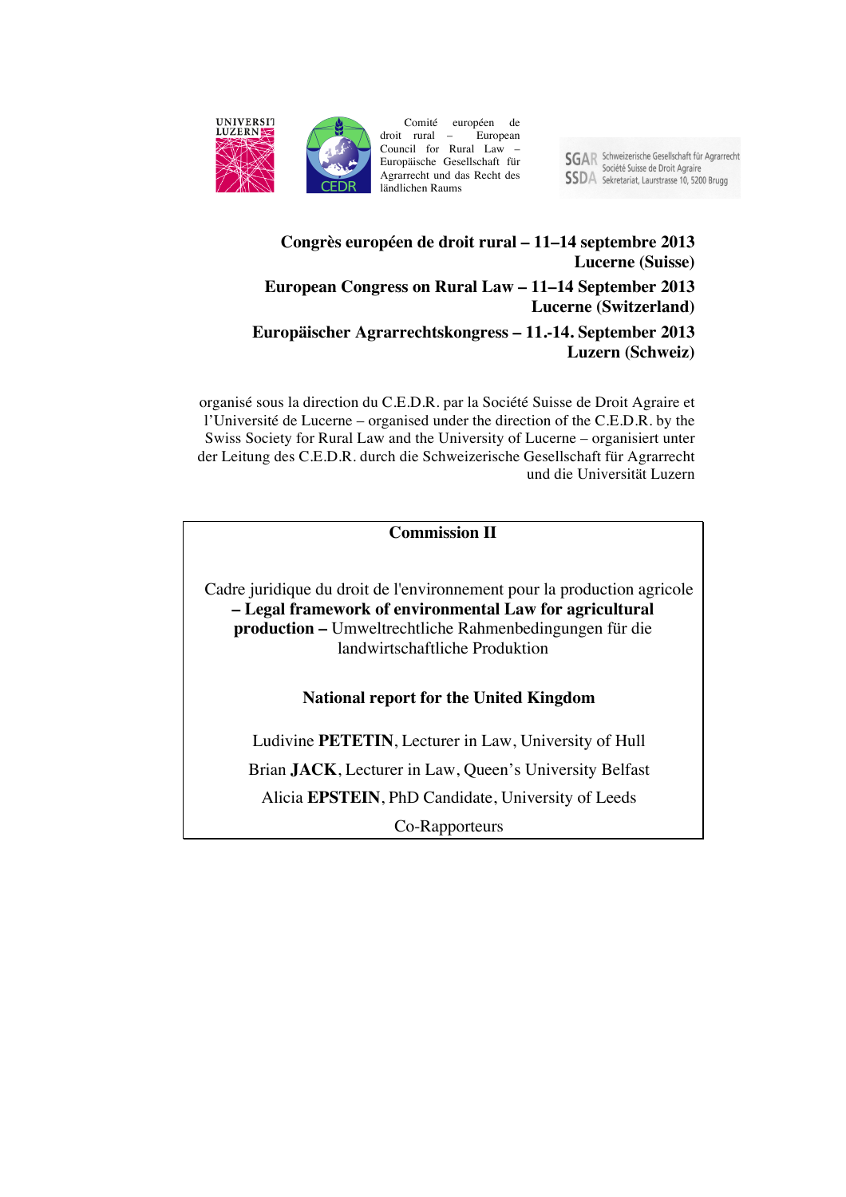UNIVERSITÄT LUZERN

Comité européen de droit rural – European Council for Rural Law – Europäische Gesellschaft für Agrarrecht und das Recht des ländlichen Raums

SGAR Schweizerische Gesellschaft für Agrarrecht
SSDA Société Suisse de Droit Agraire
Sekretariat, Laurstrasse 10, 5200 Brugg

**Congrès européen de droit rural – 11–14 septembre 2013**
**Lucerne (Suisse)**

**European Congress on Rural Law – 11–14 September 2013**
**Lucerne (Switzerland)**

**Europäischer Agrarrechtskongress – 11.-14. September 2013**
**Luzern (Schweiz)**

organisé sous la direction du C.E.D.R. par la Société Suisse de Droit Agraire et l'Université de Lucerne – organised under the direction of the C.E.D.R. by the Swiss Society for Rural Law and the University of Lucerne – organisiert unter der Leitung des C.E.D.R. durch die Schweizerische Gesellschaft für Agrarrecht und die Universität Luzern

**Commission II**

Cadre juridique du droit de l'environnement pour la production agricole **– Legal framework of environmental Law for agricultural production –** Umweltrechtliche Rahmenbedingungen für die landwirtschaftliche Produktion

**National report for the United Kingdom**

Ludivine **PETETIN**, Lecturer in Law, University of Hull

Brian **JACK**, Lecturer in Law, Queen's University Belfast

Alicia **EPSTEIN**, PhD Candidate, University of Leeds

Co-Rapporteurs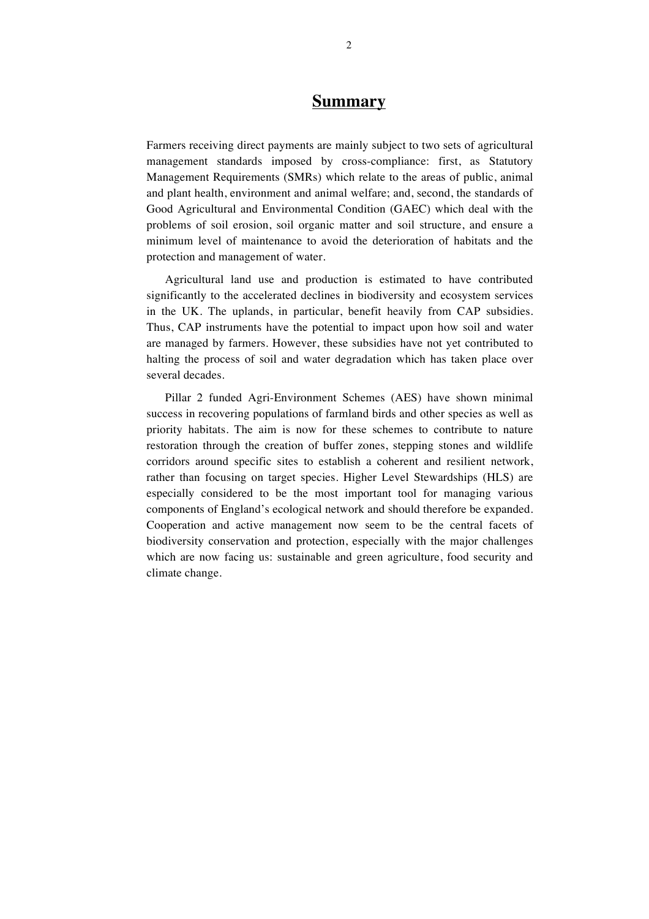# Summary

Farmers receiving direct payments are mainly subject to two sets of agricultural management standards imposed by cross-compliance: first, as Statutory Management Requirements (SMRs) which relate to the areas of public, animal and plant health, environment and animal welfare; and, second, the standards of Good Agricultural and Environmental Condition (GAEC) which deal with the problems of soil erosion, soil organic matter and soil structure, and ensure a minimum level of maintenance to avoid the deterioration of habitats and the protection and management of water.

Agricultural land use and production is estimated to have contributed significantly to the accelerated declines in biodiversity and ecosystem services in the UK. The uplands, in particular, benefit heavily from CAP subsidies. Thus, CAP instruments have the potential to impact upon how soil and water are managed by farmers. However, these subsidies have not yet contributed to halting the process of soil and water degradation which has taken place over several decades.

Pillar 2 funded Agri-Environment Schemes (AES) have shown minimal success in recovering populations of farmland birds and other species as well as priority habitats. The aim is now for these schemes to contribute to nature restoration through the creation of buffer zones, stepping stones and wildlife corridors around specific sites to establish a coherent and resilient network, rather than focusing on target species. Higher Level Stewardships (HLS) are especially considered to be the most important tool for managing various components of England's ecological network and should therefore be expanded. Cooperation and active management now seem to be the central facets of biodiversity conservation and protection, especially with the major challenges which are now facing us: sustainable and green agriculture, food security and climate change.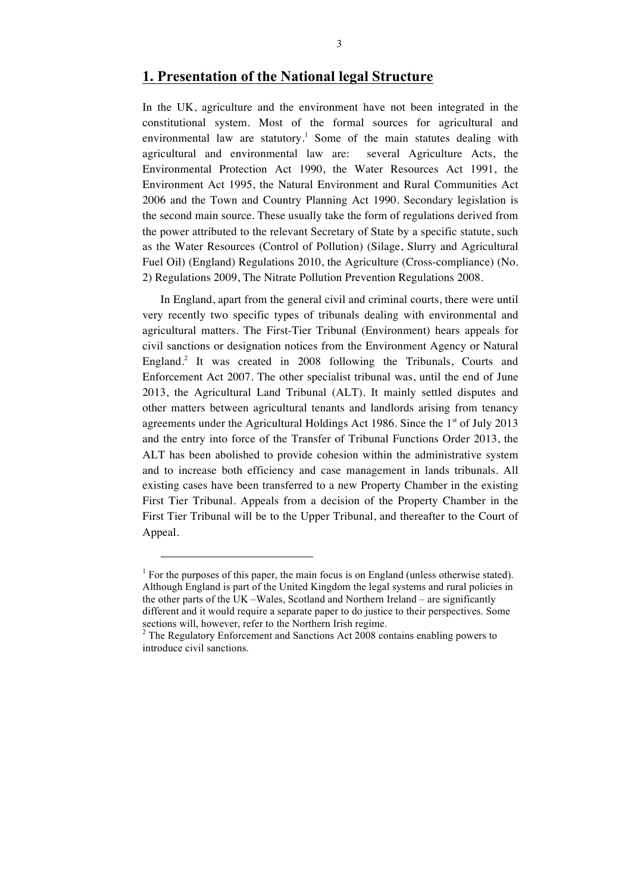## 1. Presentation of the National legal Structure

In the UK, agriculture and the environment have not been integrated in the constitutional system. Most of the formal sources for agricultural and environmental law are statutory.[1] Some of the main statutes dealing with agricultural and environmental law are: several Agriculture Acts, the Environmental Protection Act 1990, the Water Resources Act 1991, the Environment Act 1995, the Natural Environment and Rural Communities Act 2006 and the Town and Country Planning Act 1990. Secondary legislation is the second main source. These usually take the form of regulations derived from the power attributed to the relevant Secretary of State by a specific statute, such as the Water Resources (Control of Pollution) (Silage, Slurry and Agricultural Fuel Oil) (England) Regulations 2010, the Agriculture (Cross-compliance) (No. 2) Regulations 2009, The Nitrate Pollution Prevention Regulations 2008.

In England, apart from the general civil and criminal courts, there were until very recently two specific types of tribunals dealing with environmental and agricultural matters. The First-Tier Tribunal (Environment) hears appeals for civil sanctions or designation notices from the Environment Agency or Natural England.[2] It was created in 2008 following the Tribunals, Courts and Enforcement Act 2007. The other specialist tribunal was, until the end of June 2013, the Agricultural Land Tribunal (ALT). It mainly settled disputes and other matters between agricultural tenants and landlords arising from tenancy agreements under the Agricultural Holdings Act 1986. Since the 1st of July 2013 and the entry into force of the Transfer of Tribunal Functions Order 2013, the ALT has been abolished to provide cohesion within the administrative system and to increase both efficiency and case management in lands tribunals. All existing cases have been transferred to a new Property Chamber in the existing First Tier Tribunal. Appeals from a decision of the Property Chamber in the First Tier Tribunal will be to the Upper Tribunal, and thereafter to the Court of Appeal.

---

[1] For the purposes of this paper, the main focus is on England (unless otherwise stated). Although England is part of the United Kingdom the legal systems and rural policies in the other parts of the UK –Wales, Scotland and Northern Ireland – are significantly different and it would require a separate paper to do justice to their perspectives. Some sections will, however, refer to the Northern Irish regime.

[2] The Regulatory Enforcement and Sanctions Act 2008 contains enabling powers to introduce civil sanctions.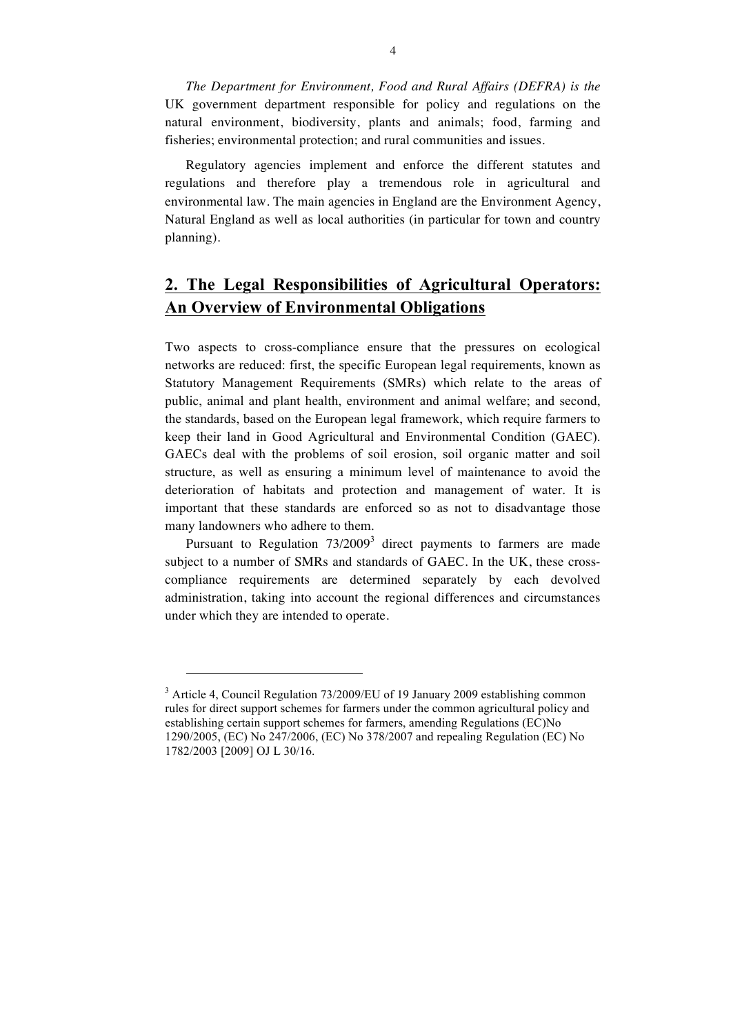*The Department for Environment, Food and Rural Affairs (DEFRA) is the* UK government department responsible for policy and regulations on the natural environment, biodiversity, plants and animals; food, farming and fisheries; environmental protection; and rural communities and issues.

Regulatory agencies implement and enforce the different statutes and regulations and therefore play a tremendous role in agricultural and environmental law. The main agencies in England are the Environment Agency, Natural England as well as local authorities (in particular for town and country planning).

## 2. The Legal Responsibilities of Agricultural Operators: An Overview of Environmental Obligations

Two aspects to cross-compliance ensure that the pressures on ecological networks are reduced: first, the specific European legal requirements, known as Statutory Management Requirements (SMRs) which relate to the areas of public, animal and plant health, environment and animal welfare; and second, the standards, based on the European legal framework, which require farmers to keep their land in Good Agricultural and Environmental Condition (GAEC). GAECs deal with the problems of soil erosion, soil organic matter and soil structure, as well as ensuring a minimum level of maintenance to avoid the deterioration of habitats and protection and management of water. It is important that these standards are enforced so as not to disadvantage those many landowners who adhere to them.

Pursuant to Regulation 73/2009[3] direct payments to farmers are made subject to a number of SMRs and standards of GAEC. In the UK, these cross-compliance requirements are determined separately by each devolved administration, taking into account the regional differences and circumstances under which they are intended to operate.

[3] Article 4, Council Regulation 73/2009/EU of 19 January 2009 establishing common rules for direct support schemes for farmers under the common agricultural policy and establishing certain support schemes for farmers, amending Regulations (EC)No 1290/2005, (EC) No 247/2006, (EC) No 378/2007 and repealing Regulation (EC) No 1782/2003 [2009] OJ L 30/16.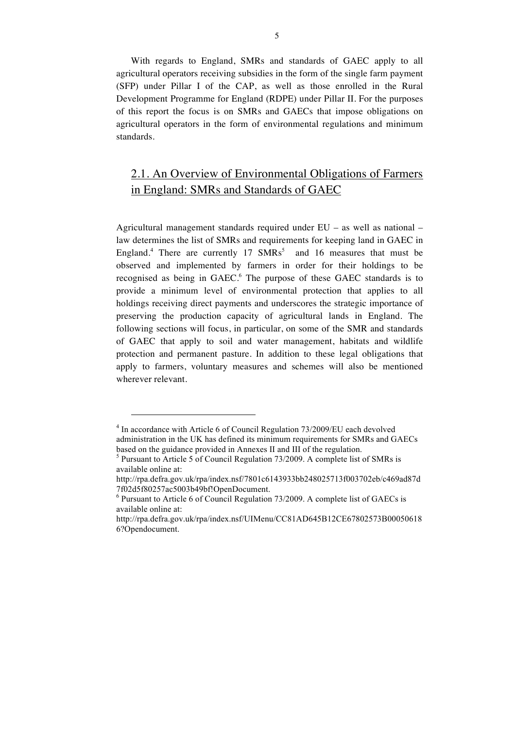With regards to England, SMRs and standards of GAEC apply to all agricultural operators receiving subsidies in the form of the single farm payment (SFP) under Pillar I of the CAP, as well as those enrolled in the Rural Development Programme for England (RDPE) under Pillar II. For the purposes of this report the focus is on SMRs and GAECs that impose obligations on agricultural operators in the form of environmental regulations and minimum standards.

## 2.1. An Overview of Environmental Obligations of Farmers in England: SMRs and Standards of GAEC

Agricultural management standards required under EU – as well as national – law determines the list of SMRs and requirements for keeping land in GAEC in England.[4] There are currently 17 SMRs[5] and 16 measures that must be observed and implemented by farmers in order for their holdings to be recognised as being in GAEC.[6] The purpose of these GAEC standards is to provide a minimum level of environmental protection that applies to all holdings receiving direct payments and underscores the strategic importance of preserving the production capacity of agricultural lands in England. The following sections will focus, in particular, on some of the SMR and standards of GAEC that apply to soil and water management, habitats and wildlife protection and permanent pasture. In addition to these legal obligations that apply to farmers, voluntary measures and schemes will also be mentioned wherever relevant.

---

[4] In accordance with Article 6 of Council Regulation 73/2009/EU each devolved administration in the UK has defined its minimum requirements for SMRs and GAECs based on the guidance provided in Annexes II and III of the regulation.

[5] Pursuant to Article 5 of Council Regulation 73/2009. A complete list of SMRs is available online at: http://rpa.defra.gov.uk/rpa/index.nsf/7801c6143933bb248025713f003702eb/c469ad87d7f02d5f80257ac5003b49bf!OpenDocument.

[6] Pursuant to Article 6 of Council Regulation 73/2009. A complete list of GAECs is available online at: http://rpa.defra.gov.uk/rpa/index.nsf/UIMenu/CC81AD645B12CE67802573B000506186?Opendocument.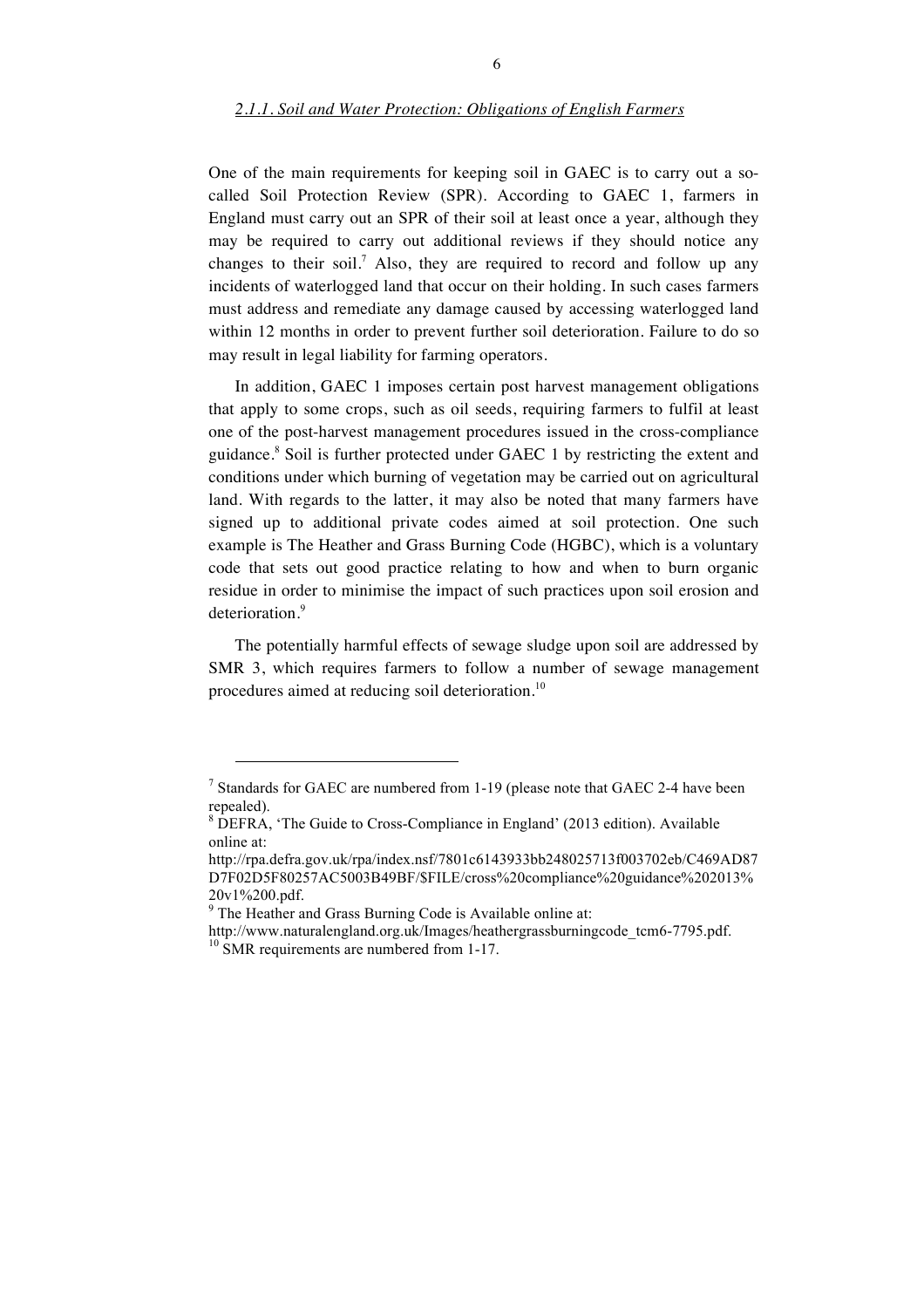#### *2.1.1. Soil and Water Protection: Obligations of English Farmers*

One of the main requirements for keeping soil in GAEC is to carry out a so-called Soil Protection Review (SPR). According to GAEC 1, farmers in England must carry out an SPR of their soil at least once a year, although they may be required to carry out additional reviews if they should notice any changes to their soil.[7] Also, they are required to record and follow up any incidents of waterlogged land that occur on their holding. In such cases farmers must address and remediate any damage caused by accessing waterlogged land within 12 months in order to prevent further soil deterioration. Failure to do so may result in legal liability for farming operators.

In addition, GAEC 1 imposes certain post harvest management obligations that apply to some crops, such as oil seeds, requiring farmers to fulfil at least one of the post-harvest management procedures issued in the cross-compliance guidance.[8] Soil is further protected under GAEC 1 by restricting the extent and conditions under which burning of vegetation may be carried out on agricultural land. With regards to the latter, it may also be noted that many farmers have signed up to additional private codes aimed at soil protection. One such example is The Heather and Grass Burning Code (HGBC), which is a voluntary code that sets out good practice relating to how and when to burn organic residue in order to minimise the impact of such practices upon soil erosion and deterioration.[9]

The potentially harmful effects of sewage sludge upon soil are addressed by SMR 3, which requires farmers to follow a number of sewage management procedures aimed at reducing soil deterioration.[10]

---

[7] Standards for GAEC are numbered from 1-19 (please note that GAEC 2-4 have been repealed).

[8] DEFRA, 'The Guide to Cross-Compliance in England' (2013 edition). Available online at: http://rpa.defra.gov.uk/rpa/index.nsf/7801c6143933bb248025713f003702eb/C469AD87D7F02D5F80257AC5003B49BF/$FILE/cross%20compliance%20guidance%202013%20v1%200.pdf.

[9] The Heather and Grass Burning Code is Available online at: http://www.naturalengland.org.uk/Images/heathergrassburningcode_tcm6-7795.pdf.

[10] SMR requirements are numbered from 1-17.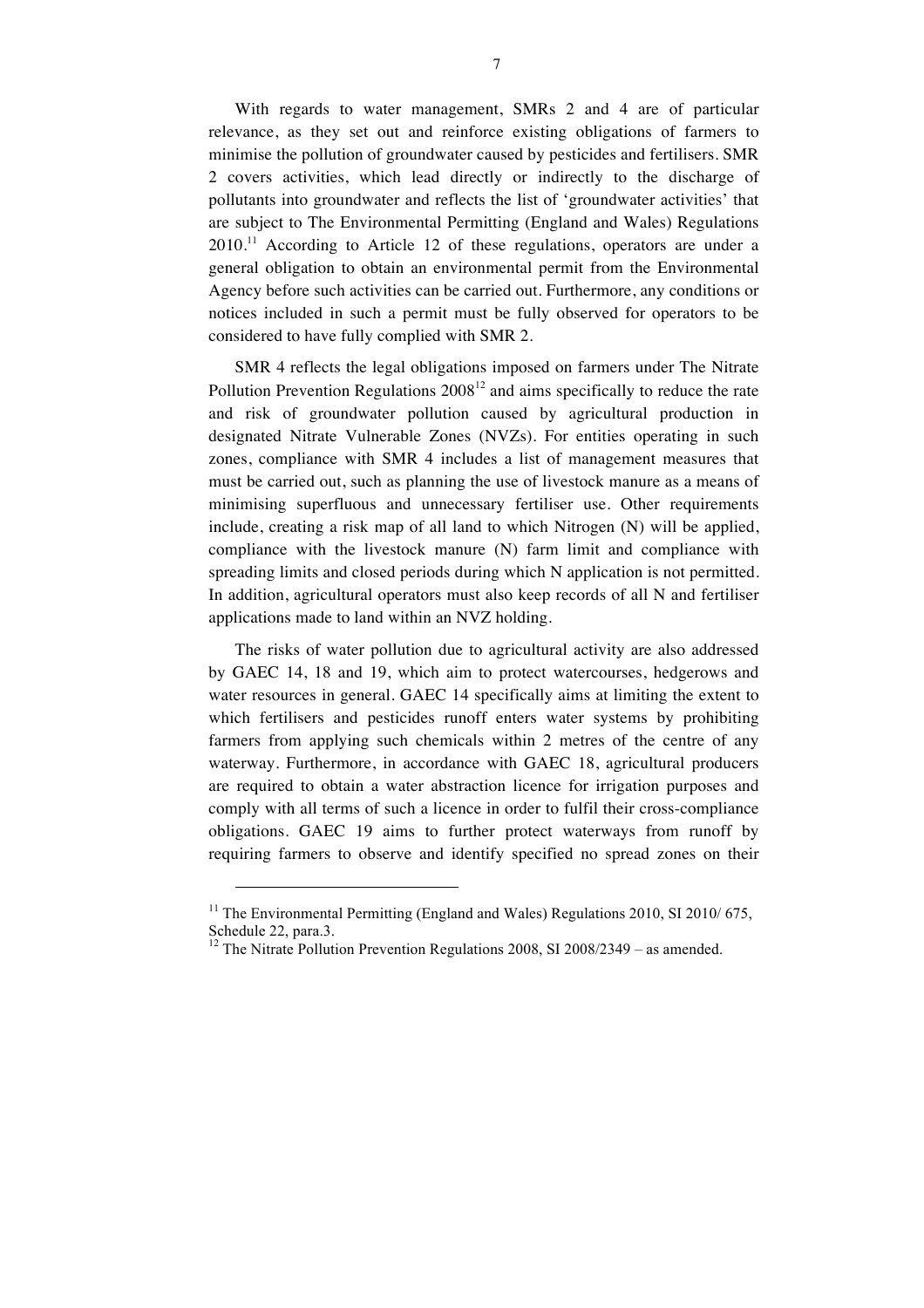With regards to water management, SMRs 2 and 4 are of particular relevance, as they set out and reinforce existing obligations of farmers to minimise the pollution of groundwater caused by pesticides and fertilisers. SMR 2 covers activities, which lead directly or indirectly to the discharge of pollutants into groundwater and reflects the list of 'groundwater activities' that are subject to The Environmental Permitting (England and Wales) Regulations 2010.[11] According to Article 12 of these regulations, operators are under a general obligation to obtain an environmental permit from the Environmental Agency before such activities can be carried out. Furthermore, any conditions or notices included in such a permit must be fully observed for operators to be considered to have fully complied with SMR 2.

SMR 4 reflects the legal obligations imposed on farmers under The Nitrate Pollution Prevention Regulations 2008[12] and aims specifically to reduce the rate and risk of groundwater pollution caused by agricultural production in designated Nitrate Vulnerable Zones (NVZs). For entities operating in such zones, compliance with SMR 4 includes a list of management measures that must be carried out, such as planning the use of livestock manure as a means of minimising superfluous and unnecessary fertiliser use. Other requirements include, creating a risk map of all land to which Nitrogen (N) will be applied, compliance with the livestock manure (N) farm limit and compliance with spreading limits and closed periods during which N application is not permitted. In addition, agricultural operators must also keep records of all N and fertiliser applications made to land within an NVZ holding.

The risks of water pollution due to agricultural activity are also addressed by GAEC 14, 18 and 19, which aim to protect watercourses, hedgerows and water resources in general. GAEC 14 specifically aims at limiting the extent to which fertilisers and pesticides runoff enters water systems by prohibiting farmers from applying such chemicals within 2 metres of the centre of any waterway. Furthermore, in accordance with GAEC 18, agricultural producers are required to obtain a water abstraction licence for irrigation purposes and comply with all terms of such a licence in order to fulfil their cross-compliance obligations. GAEC 19 aims to further protect waterways from runoff by requiring farmers to observe and identify specified no spread zones on their

---

[11] The Environmental Permitting (England and Wales) Regulations 2010, SI 2010/ 675, Schedule 22, para.3.

[12] The Nitrate Pollution Prevention Regulations 2008, SI 2008/2349 – as amended.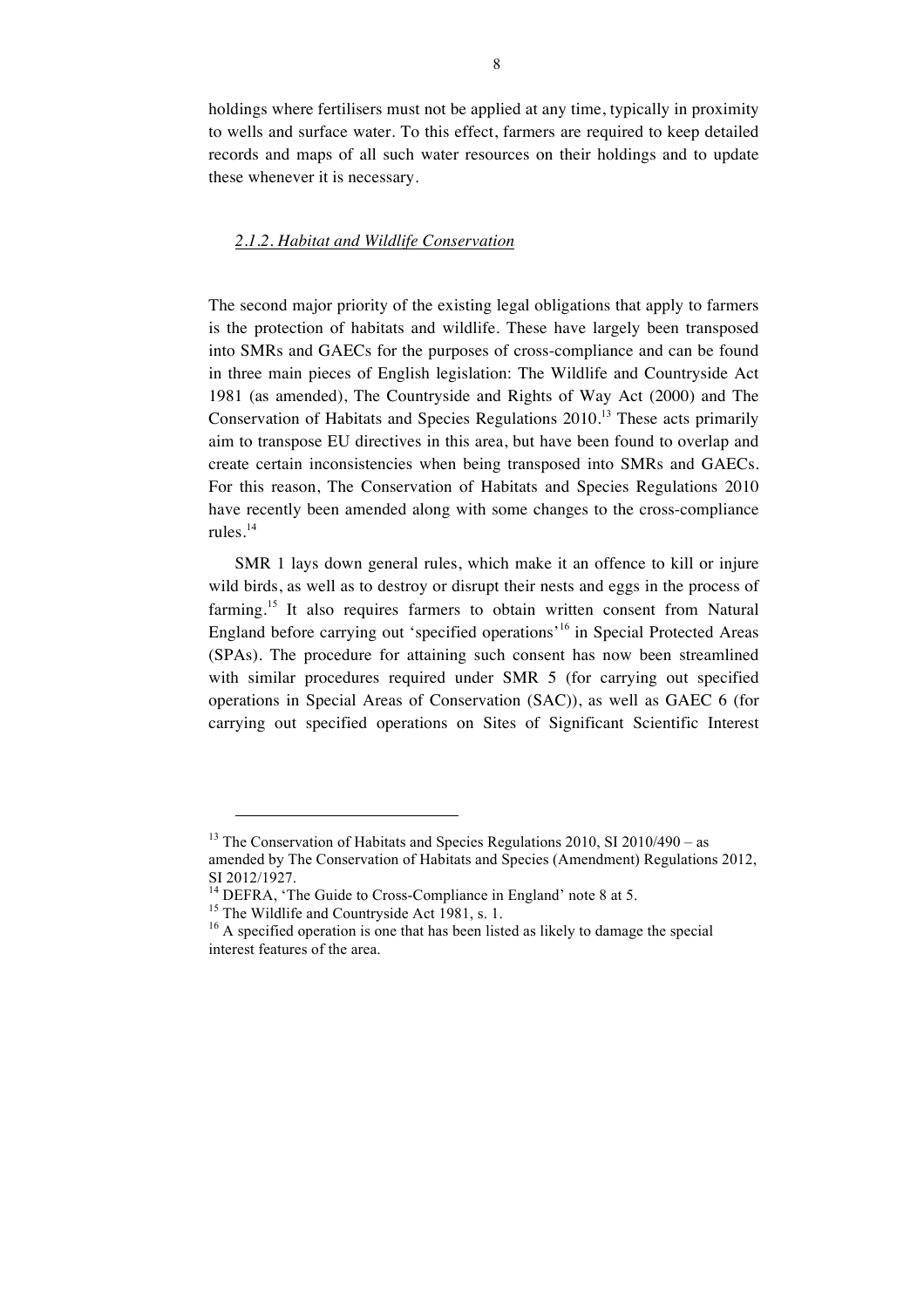holdings where fertilisers must not be applied at any time, typically in proximity to wells and surface water. To this effect, farmers are required to keep detailed records and maps of all such water resources on their holdings and to update these whenever it is necessary.

### *2.1.2. Habitat and Wildlife Conservation*

The second major priority of the existing legal obligations that apply to farmers is the protection of habitats and wildlife. These have largely been transposed into SMRs and GAECs for the purposes of cross-compliance and can be found in three main pieces of English legislation: The Wildlife and Countryside Act 1981 (as amended), The Countryside and Rights of Way Act (2000) and The Conservation of Habitats and Species Regulations 2010.[13] These acts primarily aim to transpose EU directives in this area, but have been found to overlap and create certain inconsistencies when being transposed into SMRs and GAECs. For this reason, The Conservation of Habitats and Species Regulations 2010 have recently been amended along with some changes to the cross-compliance rules.[14]

SMR 1 lays down general rules, which make it an offence to kill or injure wild birds, as well as to destroy or disrupt their nests and eggs in the process of farming.[15] It also requires farmers to obtain written consent from Natural England before carrying out 'specified operations'[16] in Special Protected Areas (SPAs). The procedure for attaining such consent has now been streamlined with similar procedures required under SMR 5 (for carrying out specified operations in Special Areas of Conservation (SAC)), as well as GAEC 6 (for carrying out specified operations on Sites of Significant Scientific Interest

---

[13] The Conservation of Habitats and Species Regulations 2010, SI 2010/490 – as amended by The Conservation of Habitats and Species (Amendment) Regulations 2012, SI 2012/1927.

[14] DEFRA, 'The Guide to Cross-Compliance in England' note 8 at 5.

[15] The Wildlife and Countryside Act 1981, s. 1.

[16] A specified operation is one that has been listed as likely to damage the special interest features of the area.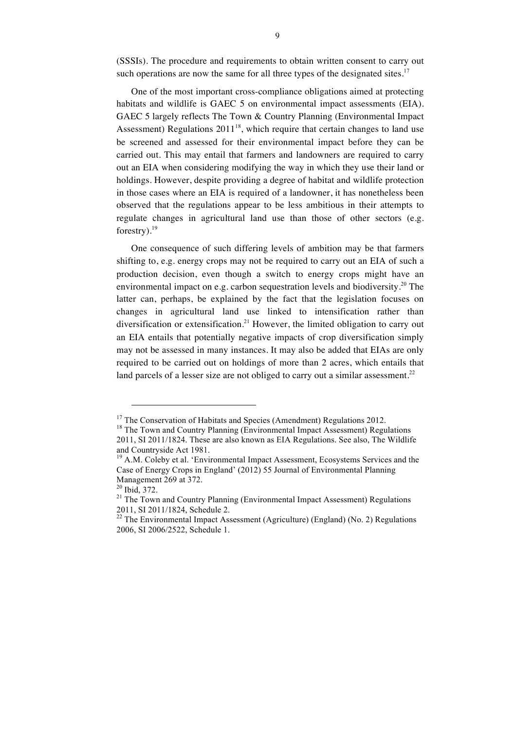(SSSIs). The procedure and requirements to obtain written consent to carry out such operations are now the same for all three types of the designated sites.[17]

One of the most important cross-compliance obligations aimed at protecting habitats and wildlife is GAEC 5 on environmental impact assessments (EIA). GAEC 5 largely reflects The Town & Country Planning (Environmental Impact Assessment) Regulations 2011[18], which require that certain changes to land use be screened and assessed for their environmental impact before they can be carried out. This may entail that farmers and landowners are required to carry out an EIA when considering modifying the way in which they use their land or holdings. However, despite providing a degree of habitat and wildlife protection in those cases where an EIA is required of a landowner, it has nonetheless been observed that the regulations appear to be less ambitious in their attempts to regulate changes in agricultural land use than those of other sectors (e.g. forestry).[19]

One consequence of such differing levels of ambition may be that farmers shifting to, e.g. energy crops may not be required to carry out an EIA of such a production decision, even though a switch to energy crops might have an environmental impact on e.g. carbon sequestration levels and biodiversity.[20] The latter can, perhaps, be explained by the fact that the legislation focuses on changes in agricultural land use linked to intensification rather than diversification or extensification.[21] However, the limited obligation to carry out an EIA entails that potentially negative impacts of crop diversification simply may not be assessed in many instances. It may also be added that EIAs are only required to be carried out on holdings of more than 2 acres, which entails that land parcels of a lesser size are not obliged to carry out a similar assessment.[22]

---

[17] The Conservation of Habitats and Species (Amendment) Regulations 2012.

[18] The Town and Country Planning (Environmental Impact Assessment) Regulations 2011, SI 2011/1824. These are also known as EIA Regulations. See also, The Wildlife and Countryside Act 1981.

[19] A.M. Coleby et al. 'Environmental Impact Assessment, Ecosystems Services and the Case of Energy Crops in England' (2012) 55 Journal of Environmental Planning Management 269 at 372.

[20] Ibid, 372.

[21] The Town and Country Planning (Environmental Impact Assessment) Regulations 2011, SI 2011/1824, Schedule 2.

[22] The Environmental Impact Assessment (Agriculture) (England) (No. 2) Regulations 2006, SI 2006/2522, Schedule 1.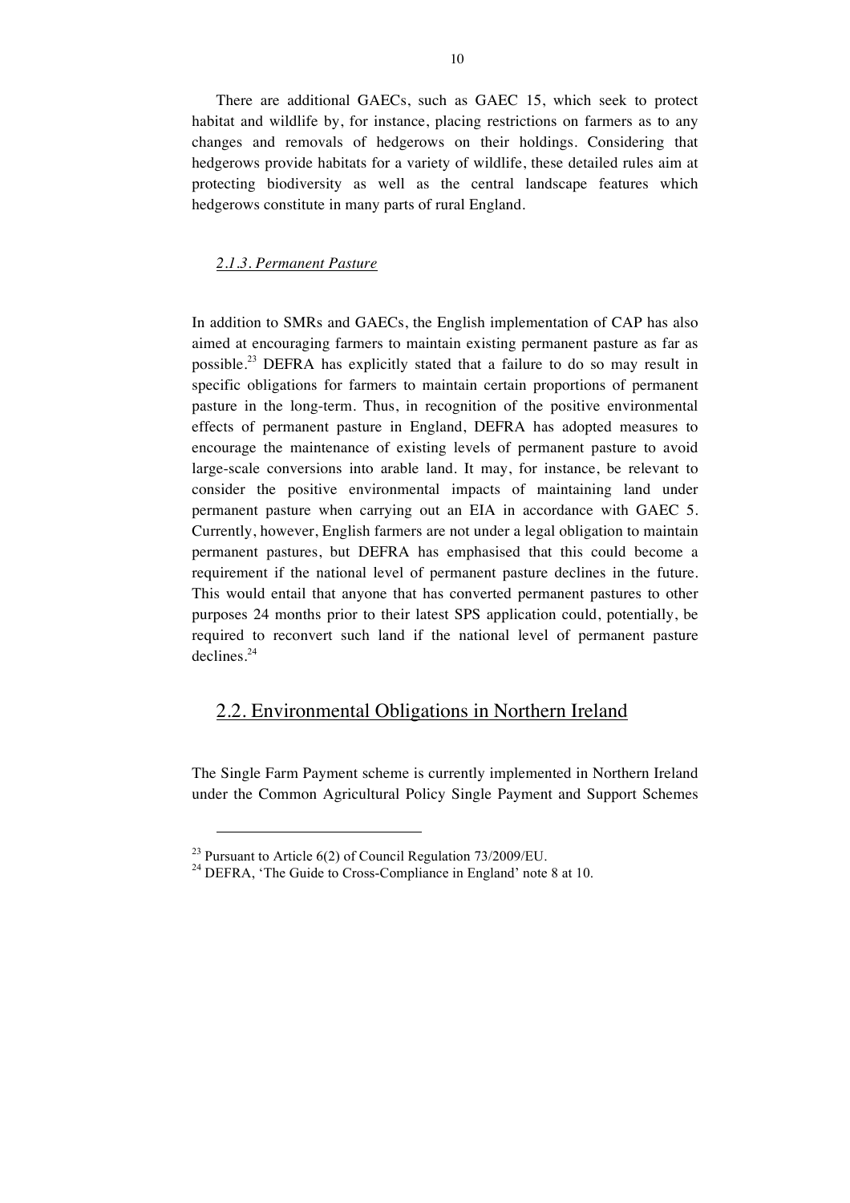There are additional GAECs, such as GAEC 15, which seek to protect habitat and wildlife by, for instance, placing restrictions on farmers as to any changes and removals of hedgerows on their holdings. Considering that hedgerows provide habitats for a variety of wildlife, these detailed rules aim at protecting biodiversity as well as the central landscape features which hedgerows constitute in many parts of rural England.

#### *2.1.3. Permanent Pasture*

In addition to SMRs and GAECs, the English implementation of CAP has also aimed at encouraging farmers to maintain existing permanent pasture as far as possible.[23] DEFRA has explicitly stated that a failure to do so may result in specific obligations for farmers to maintain certain proportions of permanent pasture in the long-term. Thus, in recognition of the positive environmental effects of permanent pasture in England, DEFRA has adopted measures to encourage the maintenance of existing levels of permanent pasture to avoid large-scale conversions into arable land. It may, for instance, be relevant to consider the positive environmental impacts of maintaining land under permanent pasture when carrying out an EIA in accordance with GAEC 5. Currently, however, English farmers are not under a legal obligation to maintain permanent pastures, but DEFRA has emphasised that this could become a requirement if the national level of permanent pasture declines in the future. This would entail that anyone that has converted permanent pastures to other purposes 24 months prior to their latest SPS application could, potentially, be required to reconvert such land if the national level of permanent pasture declines.[24]

## 2.2. Environmental Obligations in Northern Ireland

The Single Farm Payment scheme is currently implemented in Northern Ireland under the Common Agricultural Policy Single Payment and Support Schemes

[23] Pursuant to Article 6(2) of Council Regulation 73/2009/EU.

[24] DEFRA, 'The Guide to Cross-Compliance in England' note 8 at 10.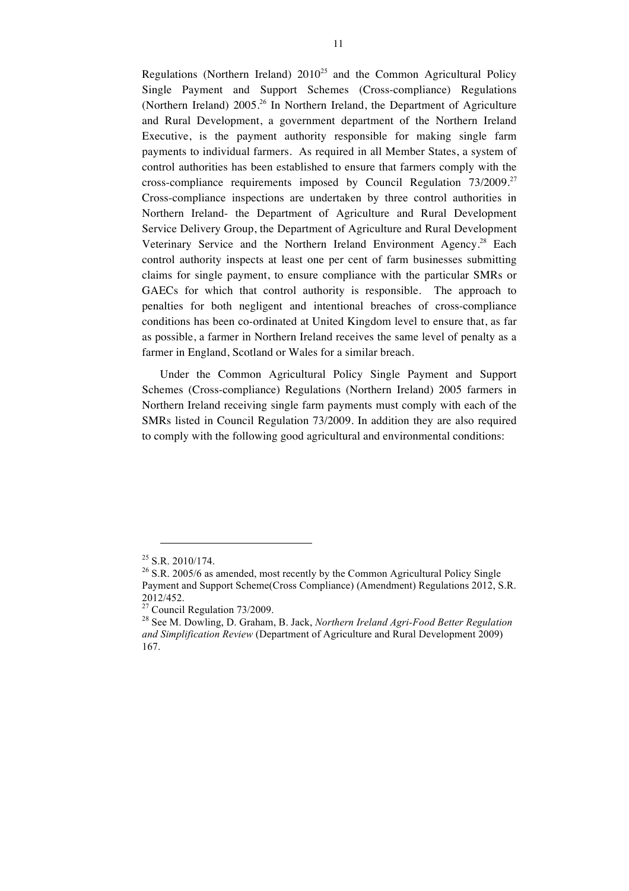Regulations (Northern Ireland) 2010[25] and the Common Agricultural Policy Single Payment and Support Schemes (Cross-compliance) Regulations (Northern Ireland) 2005.[26] In Northern Ireland, the Department of Agriculture and Rural Development, a government department of the Northern Ireland Executive, is the payment authority responsible for making single farm payments to individual farmers. As required in all Member States, a system of control authorities has been established to ensure that farmers comply with the cross-compliance requirements imposed by Council Regulation 73/2009.[27] Cross-compliance inspections are undertaken by three control authorities in Northern Ireland- the Department of Agriculture and Rural Development Service Delivery Group, the Department of Agriculture and Rural Development Veterinary Service and the Northern Ireland Environment Agency.[28] Each control authority inspects at least one per cent of farm businesses submitting claims for single payment, to ensure compliance with the particular SMRs or GAECs for which that control authority is responsible. The approach to penalties for both negligent and intentional breaches of cross-compliance conditions has been co-ordinated at United Kingdom level to ensure that, as far as possible, a farmer in Northern Ireland receives the same level of penalty as a farmer in England, Scotland or Wales for a similar breach.

Under the Common Agricultural Policy Single Payment and Support Schemes (Cross-compliance) Regulations (Northern Ireland) 2005 farmers in Northern Ireland receiving single farm payments must comply with each of the SMRs listed in Council Regulation 73/2009. In addition they are also required to comply with the following good agricultural and environmental conditions:

---

[25] S.R. 2010/174.

[26] S.R. 2005/6 as amended, most recently by the Common Agricultural Policy Single Payment and Support Scheme(Cross Compliance) (Amendment) Regulations 2012, S.R. 2012/452.

[27] Council Regulation 73/2009.

[28] See M. Dowling, D. Graham, B. Jack, *Northern Ireland Agri-Food Better Regulation and Simplification Review* (Department of Agriculture and Rural Development 2009) 167.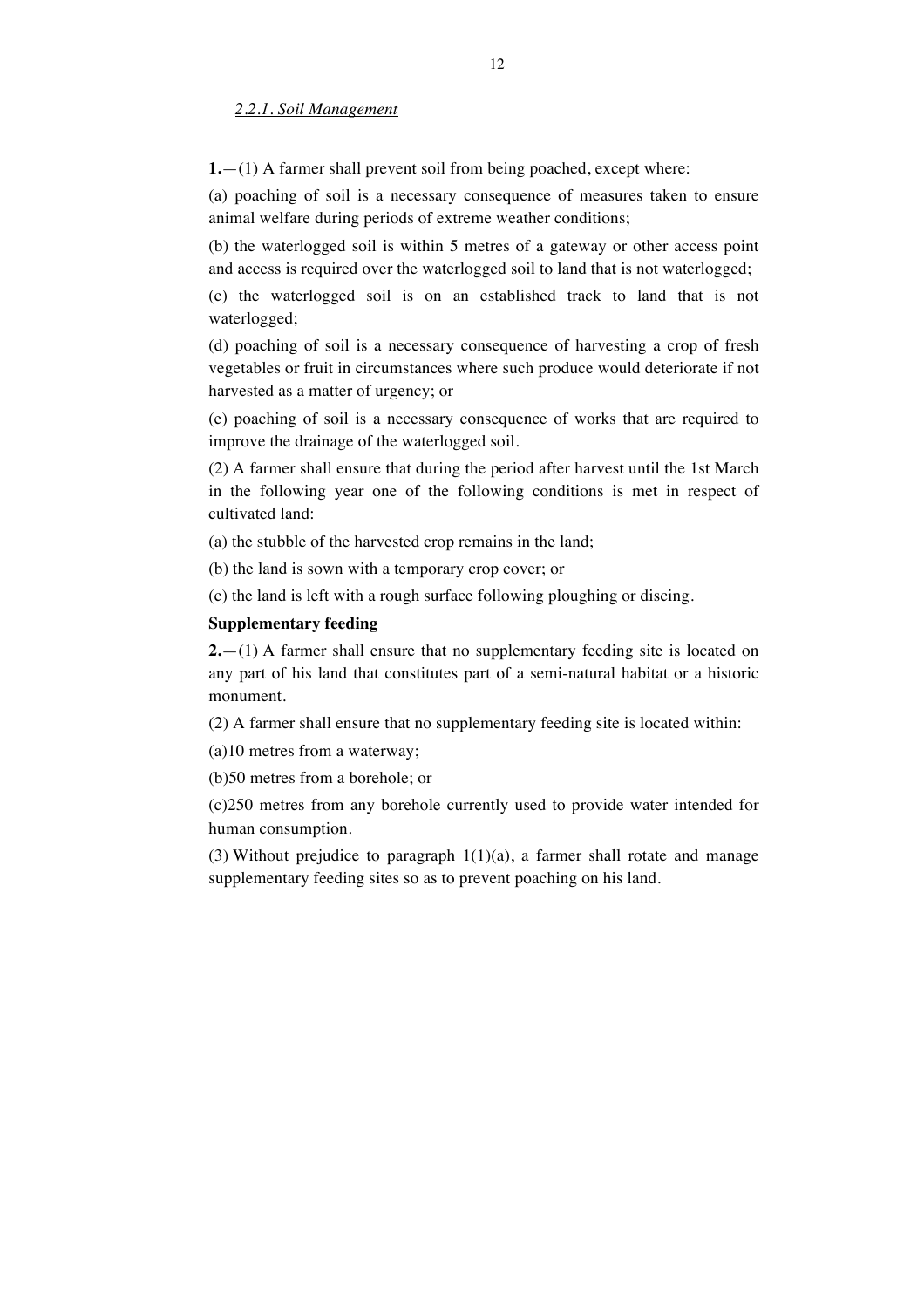*2.2.1. Soil Management*

**1.**—(1) A farmer shall prevent soil from being poached, except where:

(a) poaching of soil is a necessary consequence of measures taken to ensure animal welfare during periods of extreme weather conditions;

(b) the waterlogged soil is within 5 metres of a gateway or other access point and access is required over the waterlogged soil to land that is not waterlogged;

(c) the waterlogged soil is on an established track to land that is not waterlogged;

(d) poaching of soil is a necessary consequence of harvesting a crop of fresh vegetables or fruit in circumstances where such produce would deteriorate if not harvested as a matter of urgency; or

(e) poaching of soil is a necessary consequence of works that are required to improve the drainage of the waterlogged soil.

(2) A farmer shall ensure that during the period after harvest until the 1st March in the following year one of the following conditions is met in respect of cultivated land:

(a) the stubble of the harvested crop remains in the land;

(b) the land is sown with a temporary crop cover; or

(c) the land is left with a rough surface following ploughing or discing.

**Supplementary feeding**

**2.**—(1) A farmer shall ensure that no supplementary feeding site is located on any part of his land that constitutes part of a semi-natural habitat or a historic monument.

(2) A farmer shall ensure that no supplementary feeding site is located within:

(a)10 metres from a waterway;

(b)50 metres from a borehole; or

(c)250 metres from any borehole currently used to provide water intended for human consumption.

(3) Without prejudice to paragraph 1(1)(a), a farmer shall rotate and manage supplementary feeding sites so as to prevent poaching on his land.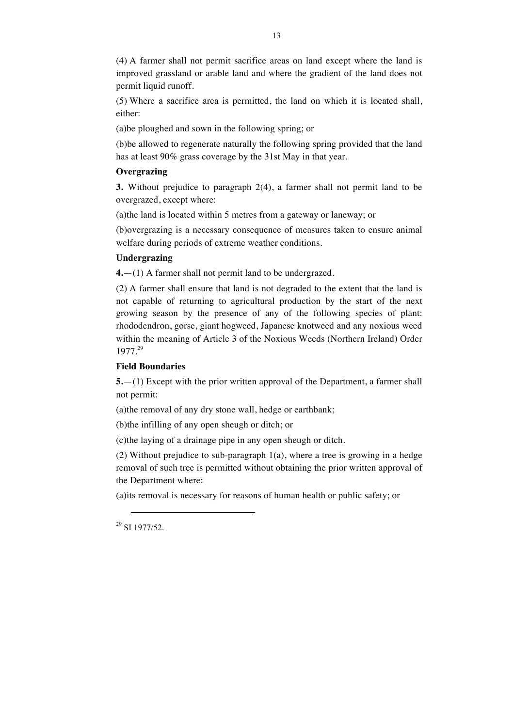(4) A farmer shall not permit sacrifice areas on land except where the land is improved grassland or arable land and where the gradient of the land does not permit liquid runoff.

(5) Where a sacrifice area is permitted, the land on which it is located shall, either:

(a)be ploughed and sown in the following spring; or

(b)be allowed to regenerate naturally the following spring provided that the land has at least 90% grass coverage by the 31st May in that year.

**Overgrazing**

**3.** Without prejudice to paragraph 2(4), a farmer shall not permit land to be overgrazed, except where:

(a)the land is located within 5 metres from a gateway or laneway; or

(b)overgrazing is a necessary consequence of measures taken to ensure animal welfare during periods of extreme weather conditions.

**Undergrazing**

**4.**—(1) A farmer shall not permit land to be undergrazed.

(2) A farmer shall ensure that land is not degraded to the extent that the land is not capable of returning to agricultural production by the start of the next growing season by the presence of any of the following species of plant: rhododendron, gorse, giant hogweed, Japanese knotweed and any noxious weed within the meaning of Article 3 of the Noxious Weeds (Northern Ireland) Order 1977.[29]

**Field Boundaries**

**5.**—(1) Except with the prior written approval of the Department, a farmer shall not permit:

(a)the removal of any dry stone wall, hedge or earthbank;

(b)the infilling of any open sheugh or ditch; or

(c)the laying of a drainage pipe in any open sheugh or ditch.

(2) Without prejudice to sub-paragraph 1(a), where a tree is growing in a hedge removal of such tree is permitted without obtaining the prior written approval of the Department where:

(a)its removal is necessary for reasons of human health or public safety; or

---

[29] SI 1977/52.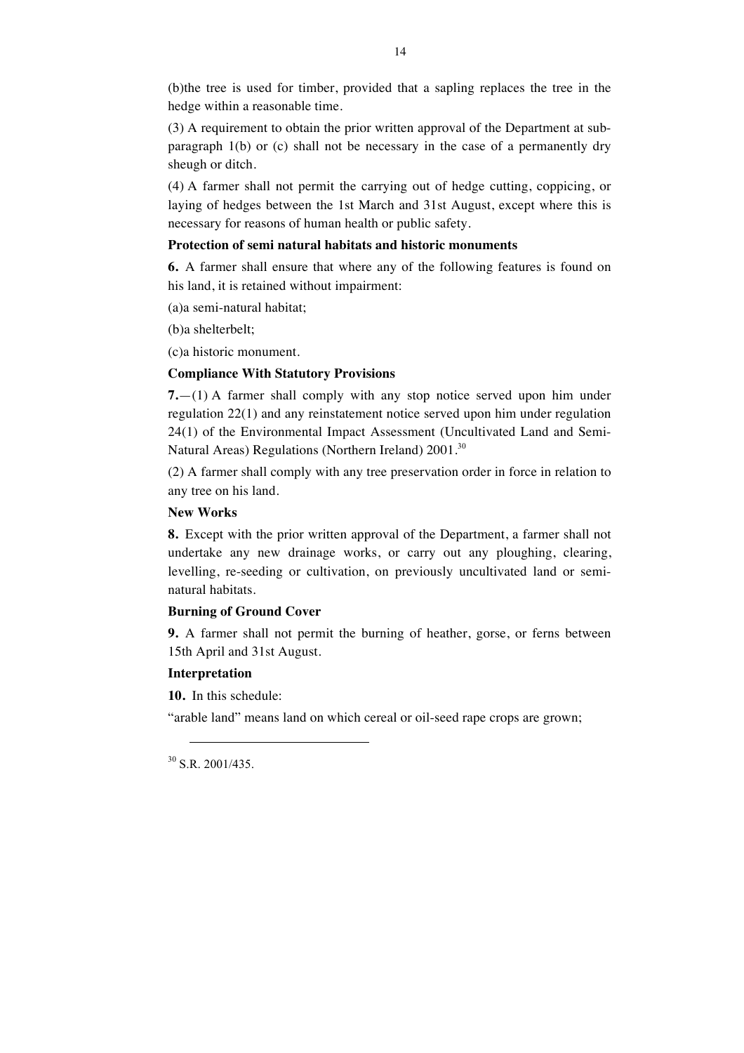(b)the tree is used for timber, provided that a sapling replaces the tree in the hedge within a reasonable time.

(3) A requirement to obtain the prior written approval of the Department at sub-paragraph 1(b) or (c) shall not be necessary in the case of a permanently dry sheugh or ditch.

(4) A farmer shall not permit the carrying out of hedge cutting, coppicing, or laying of hedges between the 1st March and 31st August, except where this is necessary for reasons of human health or public safety.

**Protection of semi natural habitats and historic monuments**

**6.** A farmer shall ensure that where any of the following features is found on his land, it is retained without impairment:

(a)a semi-natural habitat;

(b)a shelterbelt;

(c)a historic monument.

**Compliance With Statutory Provisions**

**7.**—(1) A farmer shall comply with any stop notice served upon him under regulation 22(1) and any reinstatement notice served upon him under regulation 24(1) of the Environmental Impact Assessment (Uncultivated Land and Semi-Natural Areas) Regulations (Northern Ireland) 2001.[30]

(2) A farmer shall comply with any tree preservation order in force in relation to any tree on his land.

**New Works**

**8.** Except with the prior written approval of the Department, a farmer shall not undertake any new drainage works, or carry out any ploughing, clearing, levelling, re-seeding or cultivation, on previously uncultivated land or semi-natural habitats.

**Burning of Ground Cover**

**9.** A farmer shall not permit the burning of heather, gorse, or ferns between 15th April and 31st August.

**Interpretation**

**10.** In this schedule:

"arable land" means land on which cereal or oil-seed rape crops are grown;

---

[30] S.R. 2001/435.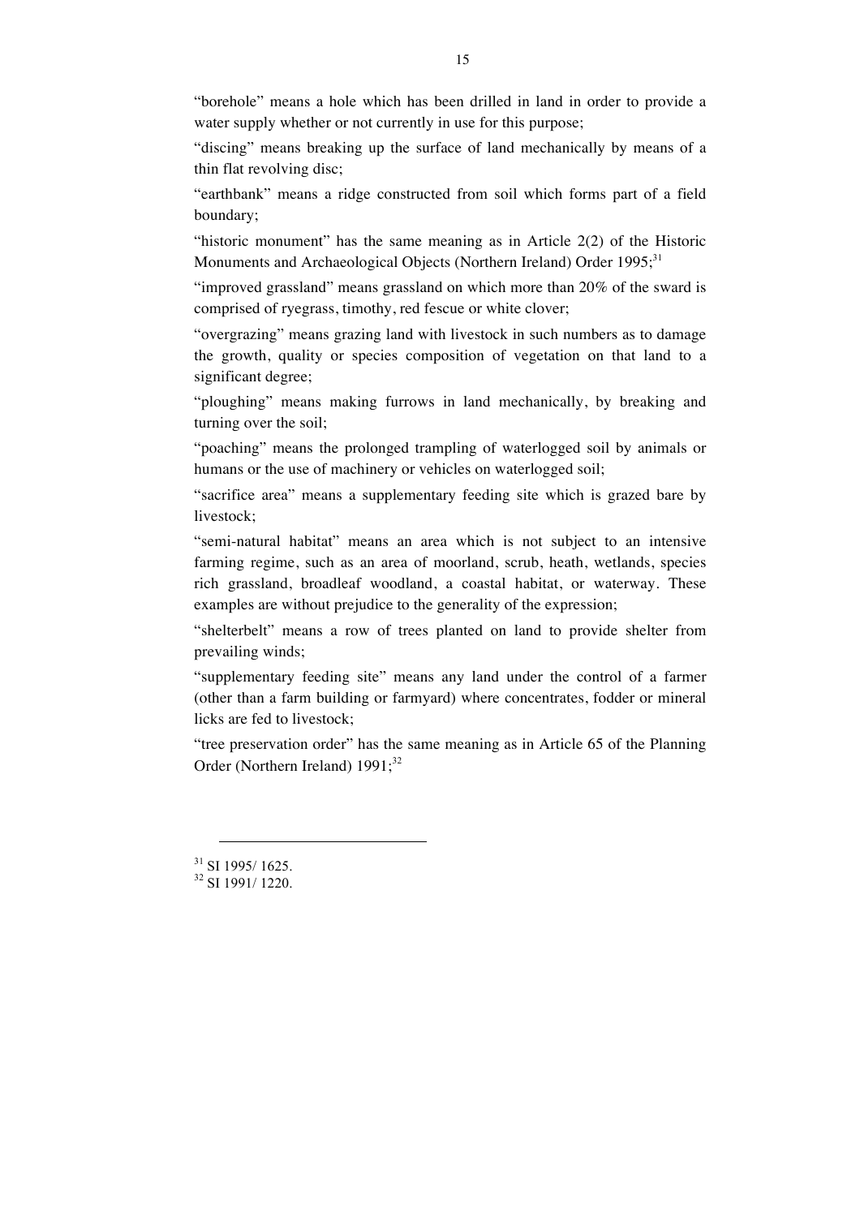"borehole" means a hole which has been drilled in land in order to provide a water supply whether or not currently in use for this purpose;

"discing" means breaking up the surface of land mechanically by means of a thin flat revolving disc;

"earthbank" means a ridge constructed from soil which forms part of a field boundary;

"historic monument" has the same meaning as in Article 2(2) of the Historic Monuments and Archaeological Objects (Northern Ireland) Order 1995;[31]

"improved grassland" means grassland on which more than 20% of the sward is comprised of ryegrass, timothy, red fescue or white clover;

"overgrazing" means grazing land with livestock in such numbers as to damage the growth, quality or species composition of vegetation on that land to a significant degree;

"ploughing" means making furrows in land mechanically, by breaking and turning over the soil;

"poaching" means the prolonged trampling of waterlogged soil by animals or humans or the use of machinery or vehicles on waterlogged soil;

"sacrifice area" means a supplementary feeding site which is grazed bare by livestock;

"semi-natural habitat" means an area which is not subject to an intensive farming regime, such as an area of moorland, scrub, heath, wetlands, species rich grassland, broadleaf woodland, a coastal habitat, or waterway. These examples are without prejudice to the generality of the expression;

"shelterbelt" means a row of trees planted on land to provide shelter from prevailing winds;

"supplementary feeding site" means any land under the control of a farmer (other than a farm building or farmyard) where concentrates, fodder or mineral licks are fed to livestock;

"tree preservation order" has the same meaning as in Article 65 of the Planning Order (Northern Ireland) 1991;[32]

---

[31] SI 1995/ 1625.

[32] SI 1991/ 1220.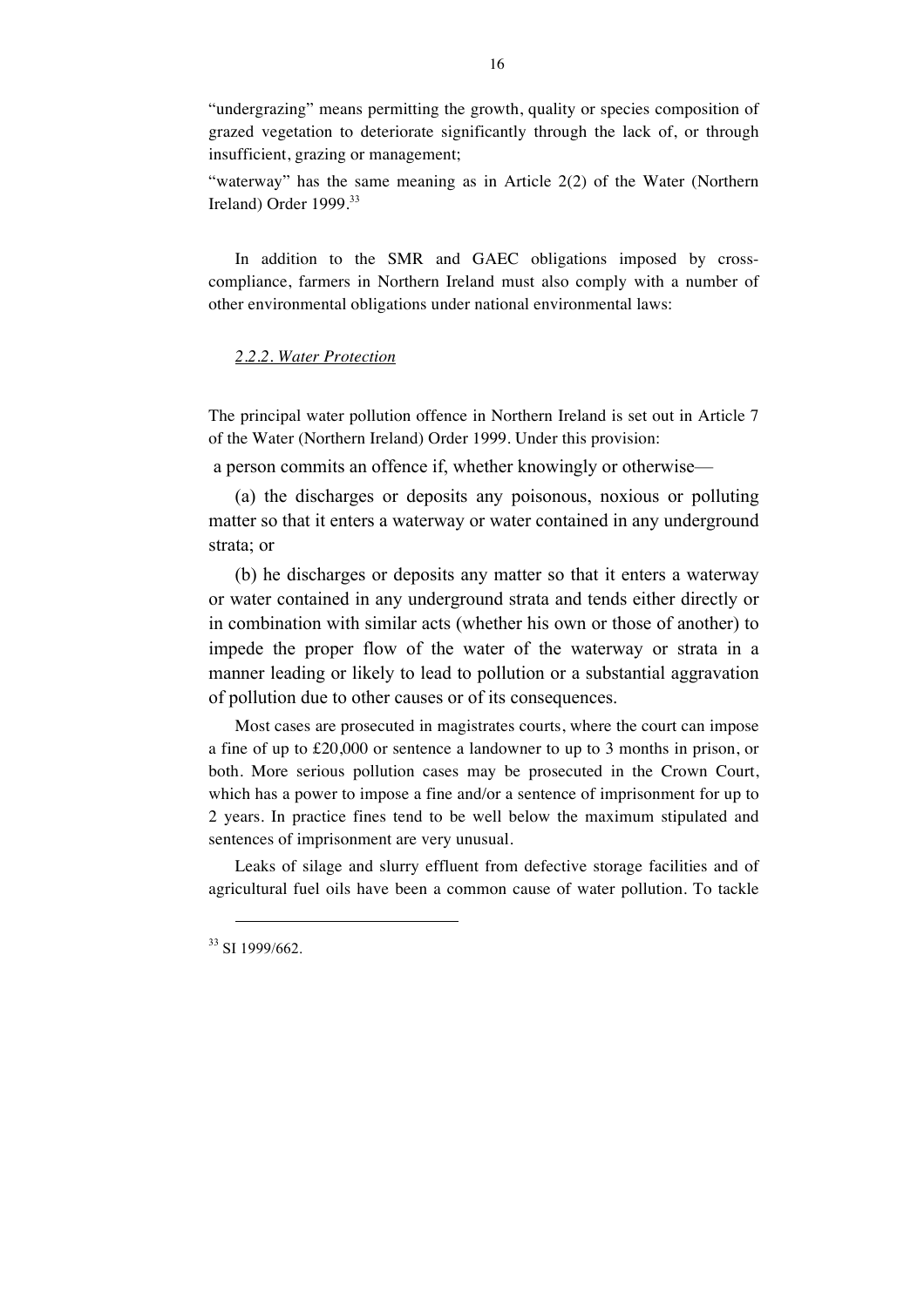"undergrazing" means permitting the growth, quality or species composition of grazed vegetation to deteriorate significantly through the lack of, or through insufficient, grazing or management;

"waterway" has the same meaning as in Article 2(2) of the Water (Northern Ireland) Order 1999.[33]

In addition to the SMR and GAEC obligations imposed by cross-compliance, farmers in Northern Ireland must also comply with a number of other environmental obligations under national environmental laws:

### *2.2.2. Water Protection*

The principal water pollution offence in Northern Ireland is set out in Article 7 of the Water (Northern Ireland) Order 1999. Under this provision:

a person commits an offence if, whether knowingly or otherwise—

(a) the discharges or deposits any poisonous, noxious or polluting matter so that it enters a waterway or water contained in any underground strata; or

(b) he discharges or deposits any matter so that it enters a waterway or water contained in any underground strata and tends either directly or in combination with similar acts (whether his own or those of another) to impede the proper flow of the water of the waterway or strata in a manner leading or likely to lead to pollution or a substantial aggravation of pollution due to other causes or of its consequences.

Most cases are prosecuted in magistrates courts, where the court can impose a fine of up to £20,000 or sentence a landowner to up to 3 months in prison, or both. More serious pollution cases may be prosecuted in the Crown Court, which has a power to impose a fine and/or a sentence of imprisonment for up to 2 years. In practice fines tend to be well below the maximum stipulated and sentences of imprisonment are very unusual.

Leaks of silage and slurry effluent from defective storage facilities and of agricultural fuel oils have been a common cause of water pollution. To tackle

[33] SI 1999/662.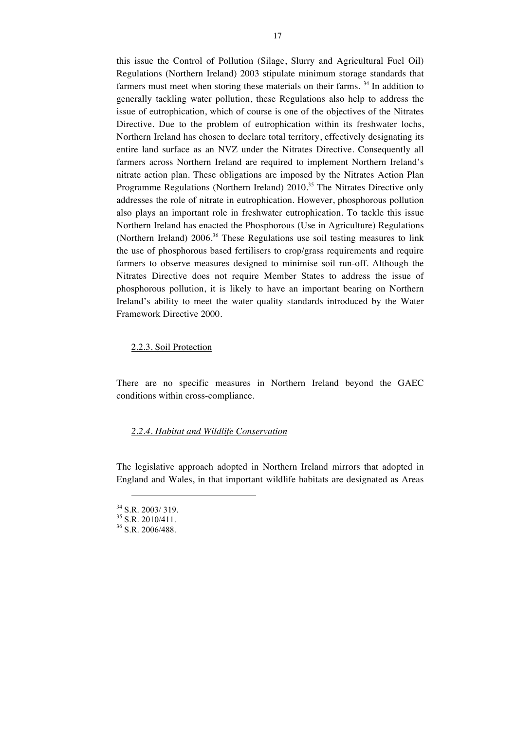this issue the Control of Pollution (Silage, Slurry and Agricultural Fuel Oil) Regulations (Northern Ireland) 2003 stipulate minimum storage standards that farmers must meet when storing these materials on their farms. [34] In addition to generally tackling water pollution, these Regulations also help to address the issue of eutrophication, which of course is one of the objectives of the Nitrates Directive. Due to the problem of eutrophication within its freshwater lochs, Northern Ireland has chosen to declare total territory, effectively designating its entire land surface as an NVZ under the Nitrates Directive. Consequently all farmers across Northern Ireland are required to implement Northern Ireland's nitrate action plan. These obligations are imposed by the Nitrates Action Plan Programme Regulations (Northern Ireland) 2010.[35] The Nitrates Directive only addresses the role of nitrate in eutrophication. However, phosphorous pollution also plays an important role in freshwater eutrophication. To tackle this issue Northern Ireland has enacted the Phosphorous (Use in Agriculture) Regulations (Northern Ireland) 2006.[36] These Regulations use soil testing measures to link the use of phosphorous based fertilisers to crop/grass requirements and require farmers to observe measures designed to minimise soil run-off. Although the Nitrates Directive does not require Member States to address the issue of phosphorous pollution, it is likely to have an important bearing on Northern Ireland's ability to meet the water quality standards introduced by the Water Framework Directive 2000.

#### 2.2.3. Soil Protection

There are no specific measures in Northern Ireland beyond the GAEC conditions within cross-compliance.

#### *2.2.4. Habitat and Wildlife Conservation*

The legislative approach adopted in Northern Ireland mirrors that adopted in England and Wales, in that important wildlife habitats are designated as Areas

---

[34] S.R. 2003/ 319.
[35] S.R. 2010/411.
[36] S.R. 2006/488.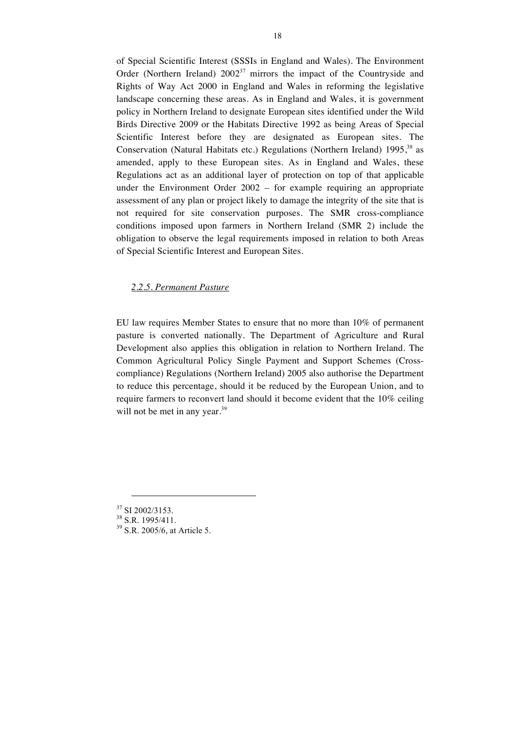of Special Scientific Interest (SSSIs in England and Wales). The Environment Order (Northern Ireland) 2002[37] mirrors the impact of the Countryside and Rights of Way Act 2000 in England and Wales in reforming the legislative landscape concerning these areas. As in England and Wales, it is government policy in Northern Ireland to designate European sites identified under the Wild Birds Directive 2009 or the Habitats Directive 1992 as being Areas of Special Scientific Interest before they are designated as European sites. The Conservation (Natural Habitats etc.) Regulations (Northern Ireland) 1995,[38] as amended, apply to these European sites. As in England and Wales, these Regulations act as an additional layer of protection on top of that applicable under the Environment Order 2002 – for example requiring an appropriate assessment of any plan or project likely to damage the integrity of the site that is not required for site conservation purposes. The SMR cross-compliance conditions imposed upon farmers in Northern Ireland (SMR 2) include the obligation to observe the legal requirements imposed in relation to both Areas of Special Scientific Interest and European Sites.

### *2.2.5. Permanent Pasture*

EU law requires Member States to ensure that no more than 10% of permanent pasture is converted nationally. The Department of Agriculture and Rural Development also applies this obligation in relation to Northern Ireland. The Common Agricultural Policy Single Payment and Support Schemes (Cross-compliance) Regulations (Northern Ireland) 2005 also authorise the Department to reduce this percentage, should it be reduced by the European Union, and to require farmers to reconvert land should it become evident that the 10% ceiling will not be met in any year.[39]

---

[37] SI 2002/3153.

[38] S.R. 1995/411.

[39] S.R. 2005/6, at Article 5.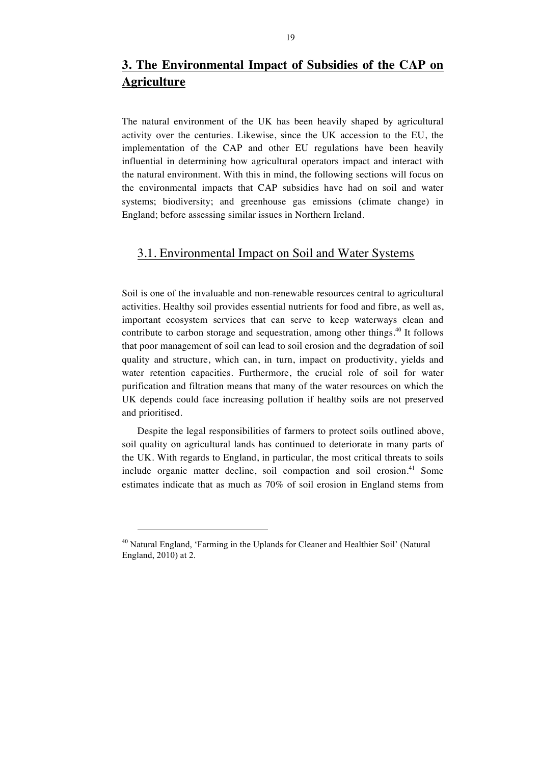# 3. The Environmental Impact of Subsidies of the CAP on Agriculture

The natural environment of the UK has been heavily shaped by agricultural activity over the centuries. Likewise, since the UK accession to the EU, the implementation of the CAP and other EU regulations have been heavily influential in determining how agricultural operators impact and interact with the natural environment. With this in mind, the following sections will focus on the environmental impacts that CAP subsidies have had on soil and water systems; biodiversity; and greenhouse gas emissions (climate change) in England; before assessing similar issues in Northern Ireland.

## 3.1. Environmental Impact on Soil and Water Systems

Soil is one of the invaluable and non-renewable resources central to agricultural activities. Healthy soil provides essential nutrients for food and fibre, as well as, important ecosystem services that can serve to keep waterways clean and contribute to carbon storage and sequestration, among other things.[40] It follows that poor management of soil can lead to soil erosion and the degradation of soil quality and structure, which can, in turn, impact on productivity, yields and water retention capacities. Furthermore, the crucial role of soil for water purification and filtration means that many of the water resources on which the UK depends could face increasing pollution if healthy soils are not preserved and prioritised.

Despite the legal responsibilities of farmers to protect soils outlined above, soil quality on agricultural lands has continued to deteriorate in many parts of the UK. With regards to England, in particular, the most critical threats to soils include organic matter decline, soil compaction and soil erosion.[41] Some estimates indicate that as much as 70% of soil erosion in England stems from

---

[40] Natural England, 'Farming in the Uplands for Cleaner and Healthier Soil' (Natural England, 2010) at 2.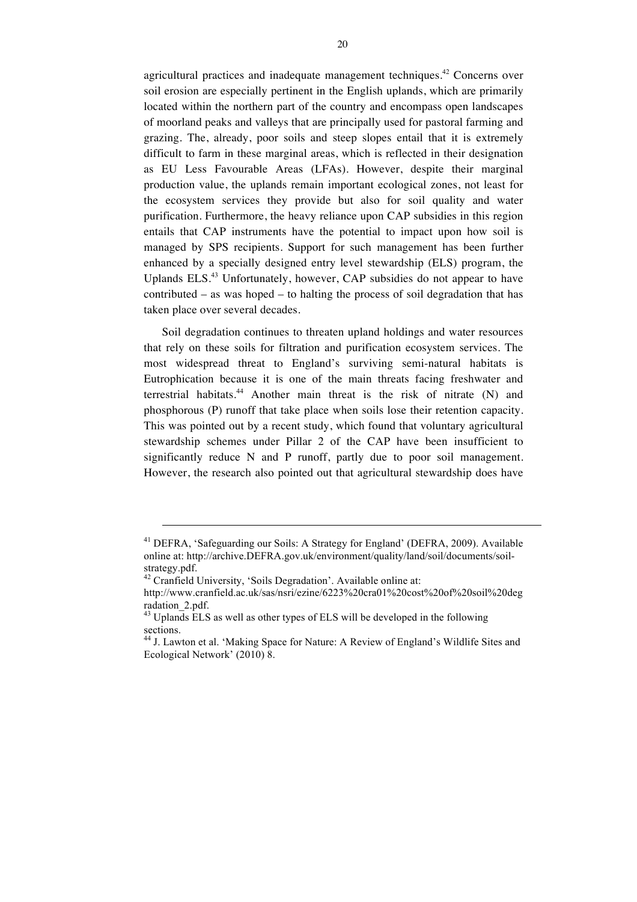agricultural practices and inadequate management techniques.[42] Concerns over soil erosion are especially pertinent in the English uplands, which are primarily located within the northern part of the country and encompass open landscapes of moorland peaks and valleys that are principally used for pastoral farming and grazing. The, already, poor soils and steep slopes entail that it is extremely difficult to farm in these marginal areas, which is reflected in their designation as EU Less Favourable Areas (LFAs). However, despite their marginal production value, the uplands remain important ecological zones, not least for the ecosystem services they provide but also for soil quality and water purification. Furthermore, the heavy reliance upon CAP subsidies in this region entails that CAP instruments have the potential to impact upon how soil is managed by SPS recipients. Support for such management has been further enhanced by a specially designed entry level stewardship (ELS) program, the Uplands ELS.[43] Unfortunately, however, CAP subsidies do not appear to have contributed – as was hoped – to halting the process of soil degradation that has taken place over several decades.

Soil degradation continues to threaten upland holdings and water resources that rely on these soils for filtration and purification ecosystem services. The most widespread threat to England's surviving semi-natural habitats is Eutrophication because it is one of the main threats facing freshwater and terrestrial habitats.[44] Another main threat is the risk of nitrate (N) and phosphorous (P) runoff that take place when soils lose their retention capacity. This was pointed out by a recent study, which found that voluntary agricultural stewardship schemes under Pillar 2 of the CAP have been insufficient to significantly reduce N and P runoff, partly due to poor soil management. However, the research also pointed out that agricultural stewardship does have

---

[41] DEFRA, 'Safeguarding our Soils: A Strategy for England' (DEFRA, 2009). Available online at: http://archive.DEFRA.gov.uk/environment/quality/land/soil/documents/soil-strategy.pdf.

[42] Cranfield University, 'Soils Degradation'. Available online at: http://www.cranfield.ac.uk/sas/nsri/ezine/6223%20cra01%20cost%20of%20soil%20degradation_2.pdf.

[43] Uplands ELS as well as other types of ELS will be developed in the following sections.

[44] J. Lawton et al. 'Making Space for Nature: A Review of England's Wildlife Sites and Ecological Network' (2010) 8.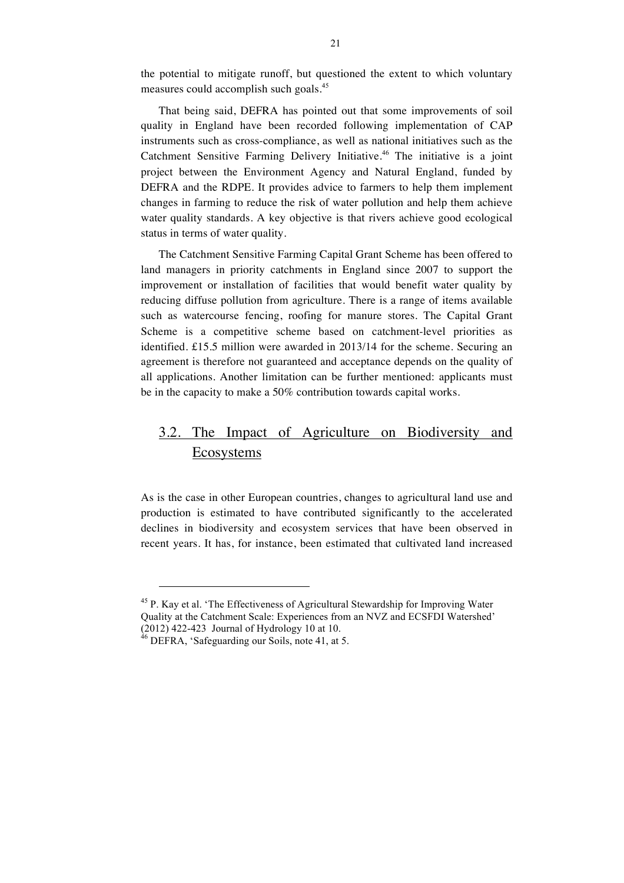the potential to mitigate runoff, but questioned the extent to which voluntary measures could accomplish such goals.[45]

That being said, DEFRA has pointed out that some improvements of soil quality in England have been recorded following implementation of CAP instruments such as cross-compliance, as well as national initiatives such as the Catchment Sensitive Farming Delivery Initiative.[46] The initiative is a joint project between the Environment Agency and Natural England, funded by DEFRA and the RDPE. It provides advice to farmers to help them implement changes in farming to reduce the risk of water pollution and help them achieve water quality standards. A key objective is that rivers achieve good ecological status in terms of water quality.

The Catchment Sensitive Farming Capital Grant Scheme has been offered to land managers in priority catchments in England since 2007 to support the improvement or installation of facilities that would benefit water quality by reducing diffuse pollution from agriculture. There is a range of items available such as watercourse fencing, roofing for manure stores. The Capital Grant Scheme is a competitive scheme based on catchment-level priorities as identified. £15.5 million were awarded in 2013/14 for the scheme. Securing an agreement is therefore not guaranteed and acceptance depends on the quality of all applications. Another limitation can be further mentioned: applicants must be in the capacity to make a 50% contribution towards capital works.

## 3.2. The Impact of Agriculture on Biodiversity and Ecosystems

As is the case in other European countries, changes to agricultural land use and production is estimated to have contributed significantly to the accelerated declines in biodiversity and ecosystem services that have been observed in recent years. It has, for instance, been estimated that cultivated land increased

---

[45] P. Kay et al. 'The Effectiveness of Agricultural Stewardship for Improving Water Quality at the Catchment Scale: Experiences from an NVZ and ECSFDI Watershed' (2012) 422-423 Journal of Hydrology 10 at 10.

[46] DEFRA, 'Safeguarding our Soils, note 41, at 5.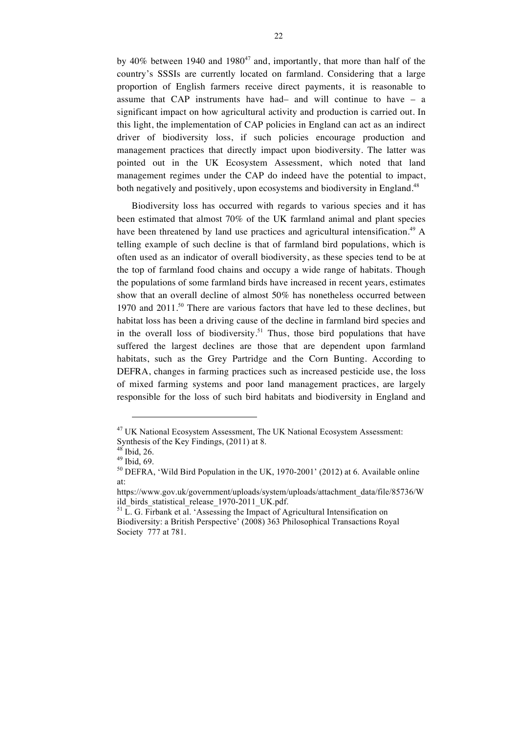by 40% between 1940 and 1980[47] and, importantly, that more than half of the country's SSSIs are currently located on farmland. Considering that a large proportion of English farmers receive direct payments, it is reasonable to assume that CAP instruments have had– and will continue to have – a significant impact on how agricultural activity and production is carried out. In this light, the implementation of CAP policies in England can act as an indirect driver of biodiversity loss, if such policies encourage production and management practices that directly impact upon biodiversity. The latter was pointed out in the UK Ecosystem Assessment, which noted that land management regimes under the CAP do indeed have the potential to impact, both negatively and positively, upon ecosystems and biodiversity in England.[48]

Biodiversity loss has occurred with regards to various species and it has been estimated that almost 70% of the UK farmland animal and plant species have been threatened by land use practices and agricultural intensification.[49] A telling example of such decline is that of farmland bird populations, which is often used as an indicator of overall biodiversity, as these species tend to be at the top of farmland food chains and occupy a wide range of habitats. Though the populations of some farmland birds have increased in recent years, estimates show that an overall decline of almost 50% has nonetheless occurred between 1970 and 2011.[50] There are various factors that have led to these declines, but habitat loss has been a driving cause of the decline in farmland bird species and in the overall loss of biodiversity.[51] Thus, those bird populations that have suffered the largest declines are those that are dependent upon farmland habitats, such as the Grey Partridge and the Corn Bunting. According to DEFRA, changes in farming practices such as increased pesticide use, the loss of mixed farming systems and poor land management practices, are largely responsible for the loss of such bird habitats and biodiversity in England and

---

[47] UK National Ecosystem Assessment, The UK National Ecosystem Assessment: Synthesis of the Key Findings, (2011) at 8.

[48] Ibid, 26.

[49] Ibid, 69.

[50] DEFRA, 'Wild Bird Population in the UK, 1970-2001' (2012) at 6. Available online at: https://www.gov.uk/government/uploads/system/uploads/attachment_data/file/85736/Wild_birds_statistical_release_1970-2011_UK.pdf.

[51] L. G. Firbank et al. 'Assessing the Impact of Agricultural Intensification on Biodiversity: a British Perspective' (2008) 363 Philosophical Transactions Royal Society 777 at 781.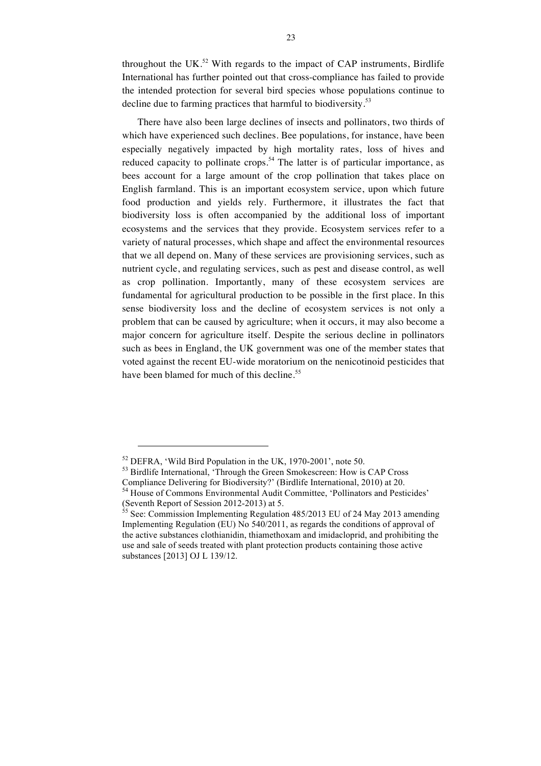throughout the UK.[52] With regards to the impact of CAP instruments, Birdlife International has further pointed out that cross-compliance has failed to provide the intended protection for several bird species whose populations continue to decline due to farming practices that harmful to biodiversity.[53]

There have also been large declines of insects and pollinators, two thirds of which have experienced such declines. Bee populations, for instance, have been especially negatively impacted by high mortality rates, loss of hives and reduced capacity to pollinate crops.[54] The latter is of particular importance, as bees account for a large amount of the crop pollination that takes place on English farmland. This is an important ecosystem service, upon which future food production and yields rely. Furthermore, it illustrates the fact that biodiversity loss is often accompanied by the additional loss of important ecosystems and the services that they provide. Ecosystem services refer to a variety of natural processes, which shape and affect the environmental resources that we all depend on. Many of these services are provisioning services, such as nutrient cycle, and regulating services, such as pest and disease control, as well as crop pollination. Importantly, many of these ecosystem services are fundamental for agricultural production to be possible in the first place. In this sense biodiversity loss and the decline of ecosystem services is not only a problem that can be caused by agriculture; when it occurs, it may also become a major concern for agriculture itself. Despite the serious decline in pollinators such as bees in England, the UK government was one of the member states that voted against the recent EU-wide moratorium on the nenicotinoid pesticides that have been blamed for much of this decline.[55]

---

[52] DEFRA, 'Wild Bird Population in the UK, 1970-2001', note 50.

[53] Birdlife International, 'Through the Green Smokescreen: How is CAP Cross Compliance Delivering for Biodiversity?' (Birdlife International, 2010) at 20.

[54] House of Commons Environmental Audit Committee, 'Pollinators and Pesticides' (Seventh Report of Session 2012-2013) at 5.

[55] See: Commission Implementing Regulation 485/2013 EU of 24 May 2013 amending Implementing Regulation (EU) No 540/2011, as regards the conditions of approval of the active substances clothianidin, thiamethoxam and imidacloprid, and prohibiting the use and sale of seeds treated with plant protection products containing those active substances [2013] OJ L 139/12.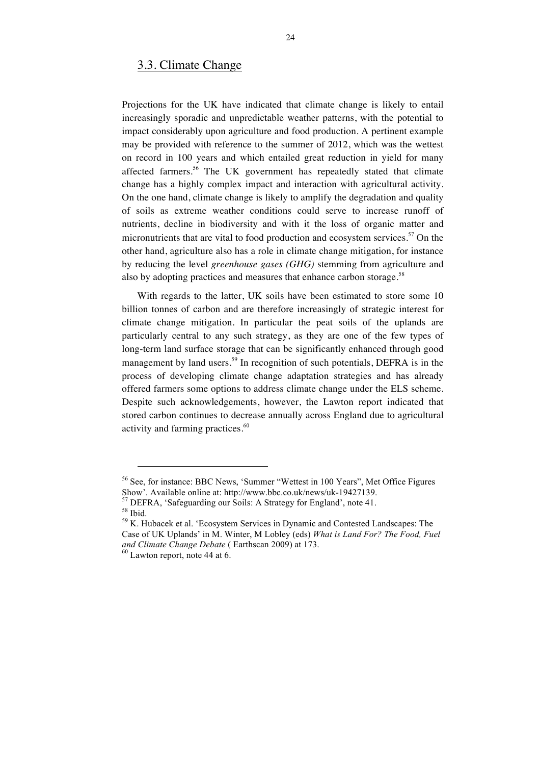## 3.3. Climate Change

Projections for the UK have indicated that climate change is likely to entail increasingly sporadic and unpredictable weather patterns, with the potential to impact considerably upon agriculture and food production. A pertinent example may be provided with reference to the summer of 2012, which was the wettest on record in 100 years and which entailed great reduction in yield for many affected farmers.[56] The UK government has repeatedly stated that climate change has a highly complex impact and interaction with agricultural activity. On the one hand, climate change is likely to amplify the degradation and quality of soils as extreme weather conditions could serve to increase runoff of nutrients, decline in biodiversity and with it the loss of organic matter and micronutrients that are vital to food production and ecosystem services.[57] On the other hand, agriculture also has a role in climate change mitigation, for instance by reducing the level *greenhouse gases (GHG)* stemming from agriculture and also by adopting practices and measures that enhance carbon storage.[58]

With regards to the latter, UK soils have been estimated to store some 10 billion tonnes of carbon and are therefore increasingly of strategic interest for climate change mitigation. In particular the peat soils of the uplands are particularly central to any such strategy, as they are one of the few types of long-term land surface storage that can be significantly enhanced through good management by land users.[59] In recognition of such potentials, DEFRA is in the process of developing climate change adaptation strategies and has already offered farmers some options to address climate change under the ELS scheme. Despite such acknowledgements, however, the Lawton report indicated that stored carbon continues to decrease annually across England due to agricultural activity and farming practices.[60]

---

[56] See, for instance: BBC News, 'Summer "Wettest in 100 Years", Met Office Figures Show'. Available online at: http://www.bbc.co.uk/news/uk-19427139.
[57] DEFRA, 'Safeguarding our Soils: A Strategy for England', note 41.
[58] Ibid.
[59] K. Hubacek et al. 'Ecosystem Services in Dynamic and Contested Landscapes: The Case of UK Uplands' in M. Winter, M Lobley (eds) *What is Land For? The Food, Fuel and Climate Change Debate* ( Earthscan 2009) at 173.
[60] Lawton report, note 44 at 6.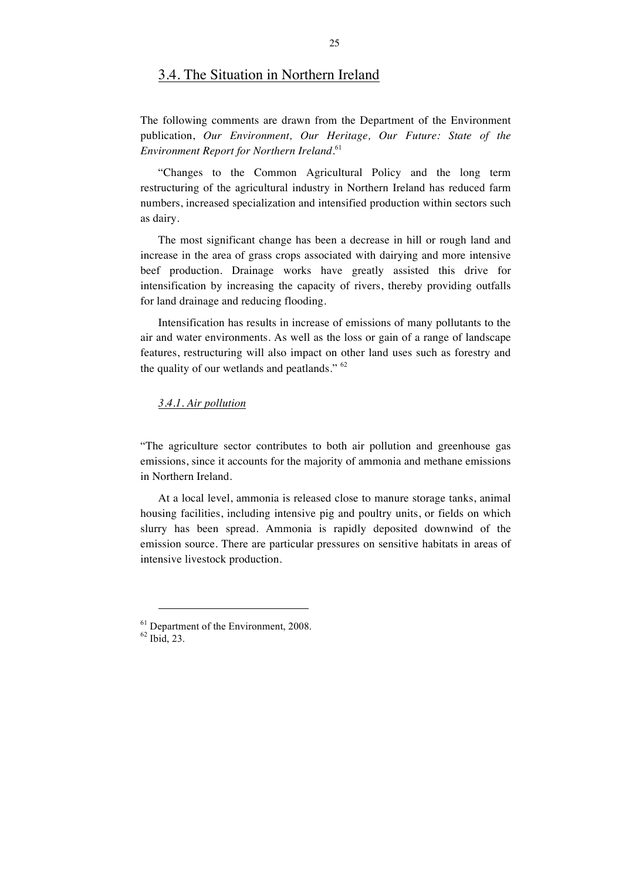## 3.4. The Situation in Northern Ireland

The following comments are drawn from the Department of the Environment publication, *Our Environment, Our Heritage, Our Future: State of the Environment Report for Northern Ireland*.[61]

"Changes to the Common Agricultural Policy and the long term restructuring of the agricultural industry in Northern Ireland has reduced farm numbers, increased specialization and intensified production within sectors such as dairy.

The most significant change has been a decrease in hill or rough land and increase in the area of grass crops associated with dairying and more intensive beef production. Drainage works have greatly assisted this drive for intensification by increasing the capacity of rivers, thereby providing outfalls for land drainage and reducing flooding.

Intensification has results in increase of emissions of many pollutants to the air and water environments. As well as the loss or gain of a range of landscape features, restructuring will also impact on other land uses such as forestry and the quality of our wetlands and peatlands." [62]

### *3.4.1. Air pollution*

"The agriculture sector contributes to both air pollution and greenhouse gas emissions, since it accounts for the majority of ammonia and methane emissions in Northern Ireland.

At a local level, ammonia is released close to manure storage tanks, animal housing facilities, including intensive pig and poultry units, or fields on which slurry has been spread. Ammonia is rapidly deposited downwind of the emission source. There are particular pressures on sensitive habitats in areas of intensive livestock production.

---

[61] Department of the Environment, 2008.

[62] Ibid, 23.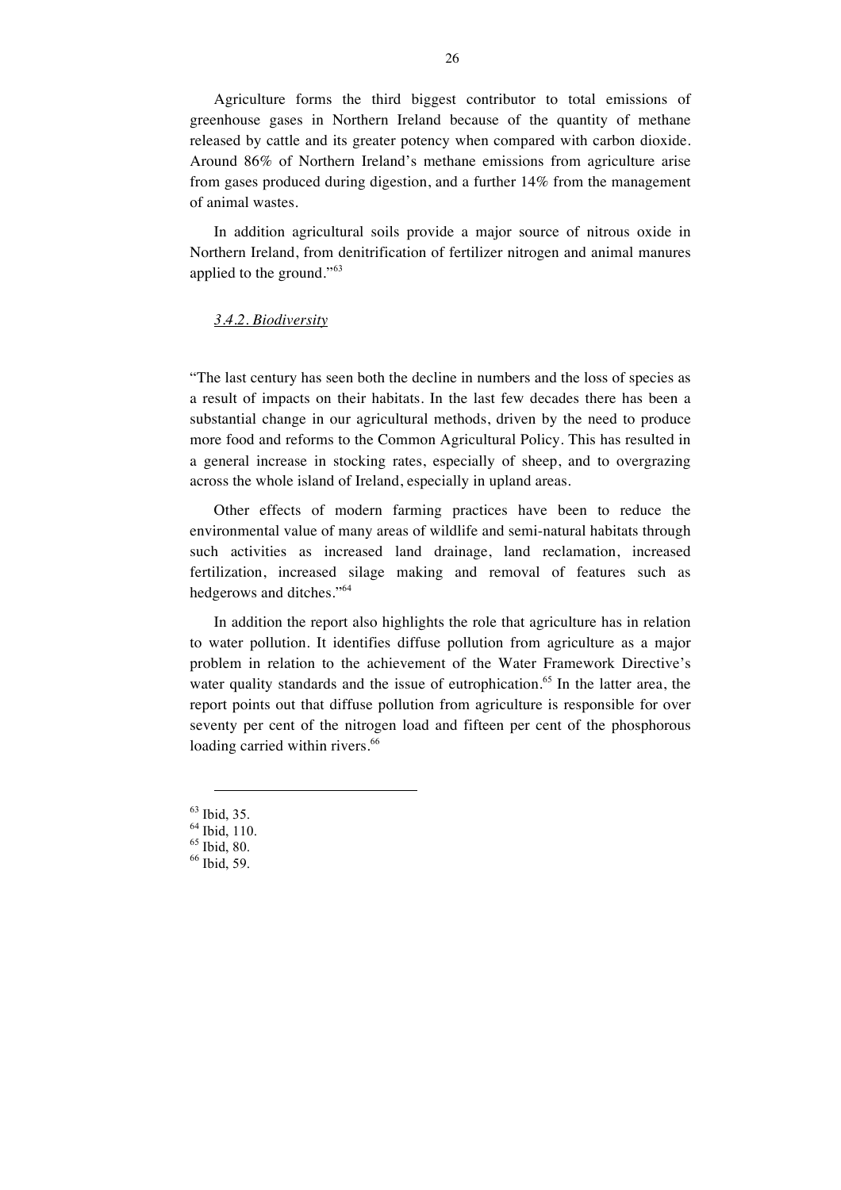Agriculture forms the third biggest contributor to total emissions of greenhouse gases in Northern Ireland because of the quantity of methane released by cattle and its greater potency when compared with carbon dioxide. Around 86% of Northern Ireland's methane emissions from agriculture arise from gases produced during digestion, and a further 14% from the management of animal wastes.

In addition agricultural soils provide a major source of nitrous oxide in Northern Ireland, from denitrification of fertilizer nitrogen and animal manures applied to the ground."[63]

*3.4.2. Biodiversity*

"The last century has seen both the decline in numbers and the loss of species as a result of impacts on their habitats. In the last few decades there has been a substantial change in our agricultural methods, driven by the need to produce more food and reforms to the Common Agricultural Policy. This has resulted in a general increase in stocking rates, especially of sheep, and to overgrazing across the whole island of Ireland, especially in upland areas.

Other effects of modern farming practices have been to reduce the environmental value of many areas of wildlife and semi-natural habitats through such activities as increased land drainage, land reclamation, increased fertilization, increased silage making and removal of features such as hedgerows and ditches."[64]

In addition the report also highlights the role that agriculture has in relation to water pollution. It identifies diffuse pollution from agriculture as a major problem in relation to the achievement of the Water Framework Directive's water quality standards and the issue of eutrophication.[65] In the latter area, the report points out that diffuse pollution from agriculture is responsible for over seventy per cent of the nitrogen load and fifteen per cent of the phosphorous loading carried within rivers.[66]

---

[63] Ibid, 35.
[64] Ibid, 110.
[65] Ibid, 80.
[66] Ibid, 59.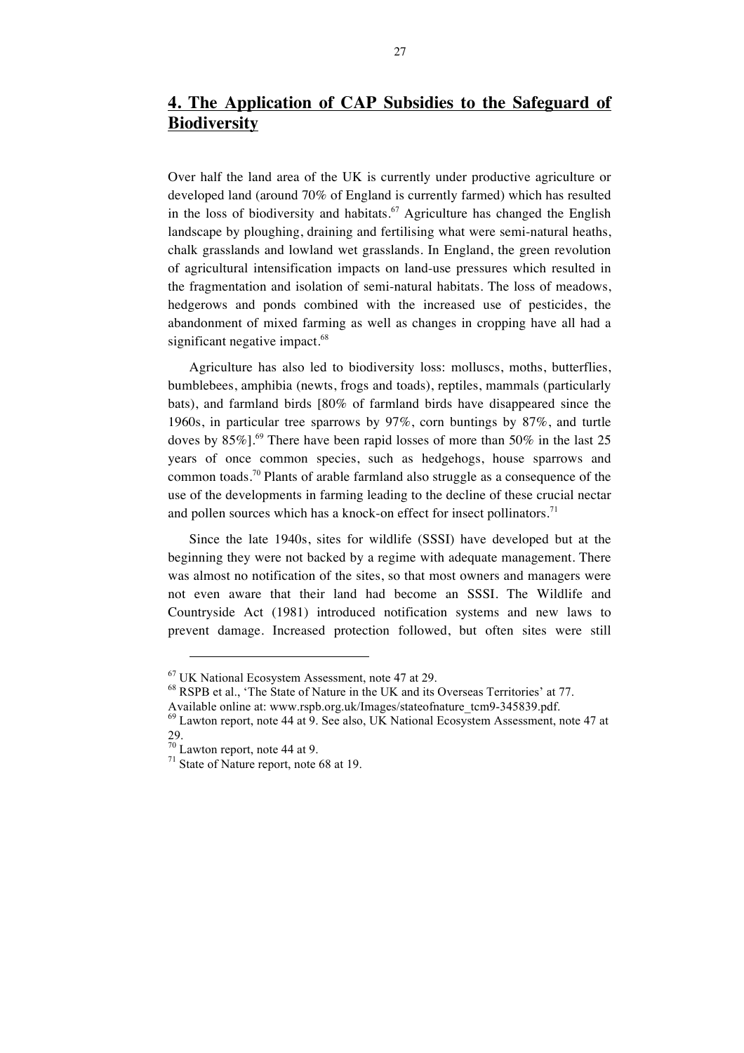## 4. The Application of CAP Subsidies to the Safeguard of Biodiversity

Over half the land area of the UK is currently under productive agriculture or developed land (around 70% of England is currently farmed) which has resulted in the loss of biodiversity and habitats.[67] Agriculture has changed the English landscape by ploughing, draining and fertilising what were semi-natural heaths, chalk grasslands and lowland wet grasslands. In England, the green revolution of agricultural intensification impacts on land-use pressures which resulted in the fragmentation and isolation of semi-natural habitats. The loss of meadows, hedgerows and ponds combined with the increased use of pesticides, the abandonment of mixed farming as well as changes in cropping have all had a significant negative impact.[68]

Agriculture has also led to biodiversity loss: molluscs, moths, butterflies, bumblebees, amphibia (newts, frogs and toads), reptiles, mammals (particularly bats), and farmland birds [80% of farmland birds have disappeared since the 1960s, in particular tree sparrows by 97%, corn buntings by 87%, and turtle doves by 85%].[69] There have been rapid losses of more than 50% in the last 25 years of once common species, such as hedgehogs, house sparrows and common toads.[70] Plants of arable farmland also struggle as a consequence of the use of the developments in farming leading to the decline of these crucial nectar and pollen sources which has a knock-on effect for insect pollinators.[71]

Since the late 1940s, sites for wildlife (SSSI) have developed but at the beginning they were not backed by a regime with adequate management. There was almost no notification of the sites, so that most owners and managers were not even aware that their land had become an SSSI. The Wildlife and Countryside Act (1981) introduced notification systems and new laws to prevent damage. Increased protection followed, but often sites were still

---

[67] UK National Ecosystem Assessment, note 47 at 29.

[68] RSPB et al., 'The State of Nature in the UK and its Overseas Territories' at 77. Available online at: www.rspb.org.uk/Images/stateofnature_tcm9-345839.pdf.

[69] Lawton report, note 44 at 9. See also, UK National Ecosystem Assessment, note 47 at 29.

[70] Lawton report, note 44 at 9.

[71] State of Nature report, note 68 at 19.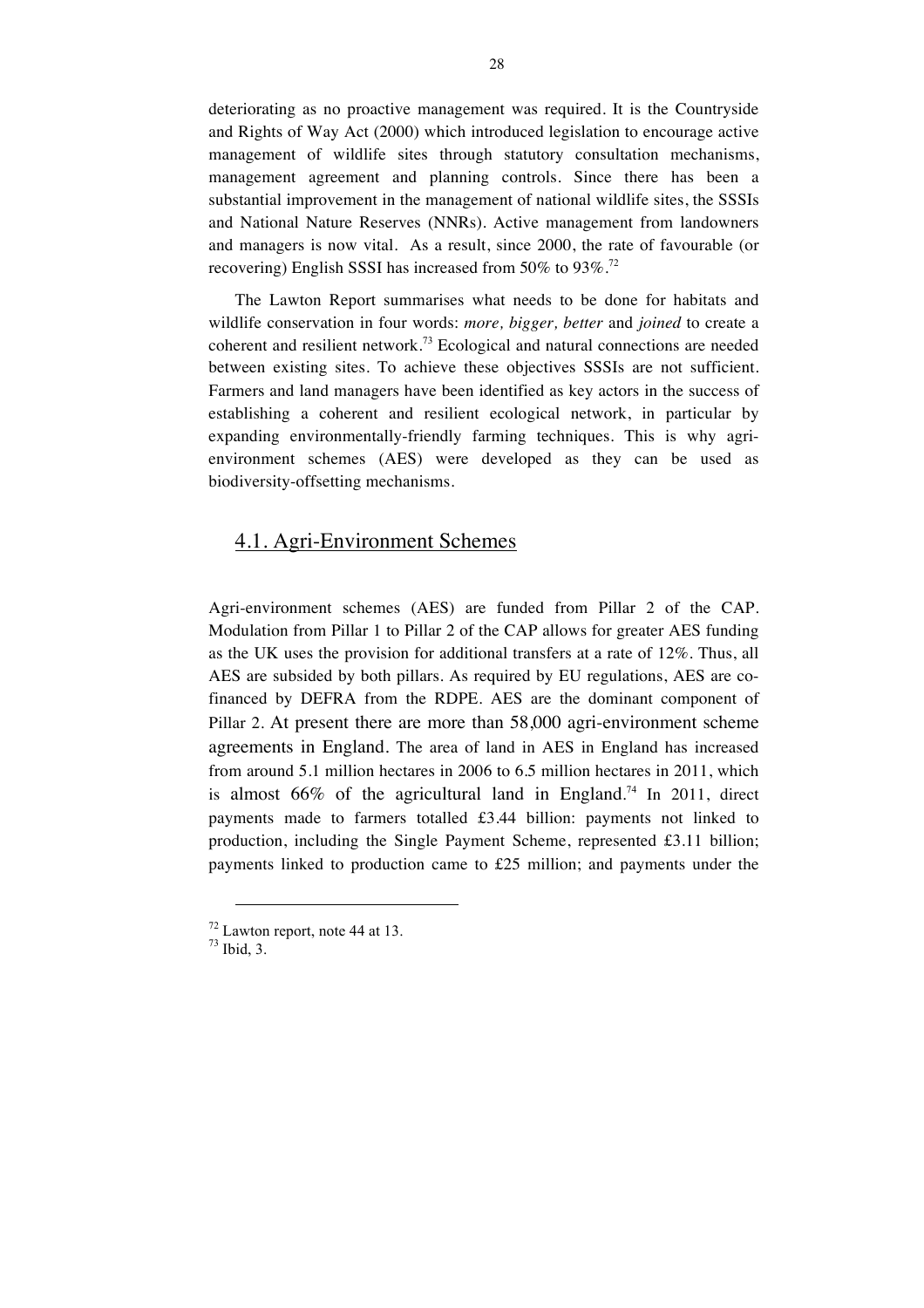deteriorating as no proactive management was required. It is the Countryside and Rights of Way Act (2000) which introduced legislation to encourage active management of wildlife sites through statutory consultation mechanisms, management agreement and planning controls. Since there has been a substantial improvement in the management of national wildlife sites, the SSSIs and National Nature Reserves (NNRs). Active management from landowners and managers is now vital. As a result, since 2000, the rate of favourable (or recovering) English SSSI has increased from 50% to 93%.[72]

The Lawton Report summarises what needs to be done for habitats and wildlife conservation in four words: *more, bigger, better* and *joined* to create a coherent and resilient network.[73] Ecological and natural connections are needed between existing sites. To achieve these objectives SSSIs are not sufficient. Farmers and land managers have been identified as key actors in the success of establishing a coherent and resilient ecological network, in particular by expanding environmentally-friendly farming techniques. This is why agri-environment schemes (AES) were developed as they can be used as biodiversity-offsetting mechanisms.

## 4.1. Agri-Environment Schemes

Agri-environment schemes (AES) are funded from Pillar 2 of the CAP. Modulation from Pillar 1 to Pillar 2 of the CAP allows for greater AES funding as the UK uses the provision for additional transfers at a rate of 12%. Thus, all AES are subsided by both pillars. As required by EU regulations, AES are co-financed by DEFRA from the RDPE. AES are the dominant component of Pillar 2. At present there are more than 58,000 agri-environment scheme agreements in England. The area of land in AES in England has increased from around 5.1 million hectares in 2006 to 6.5 million hectares in 2011, which is almost 66% of the agricultural land in England.[74] In 2011, direct payments made to farmers totalled £3.44 billion: payments not linked to production, including the Single Payment Scheme, represented £3.11 billion; payments linked to production came to £25 million; and payments under the

---

[72] Lawton report, note 44 at 13.

[73] Ibid, 3.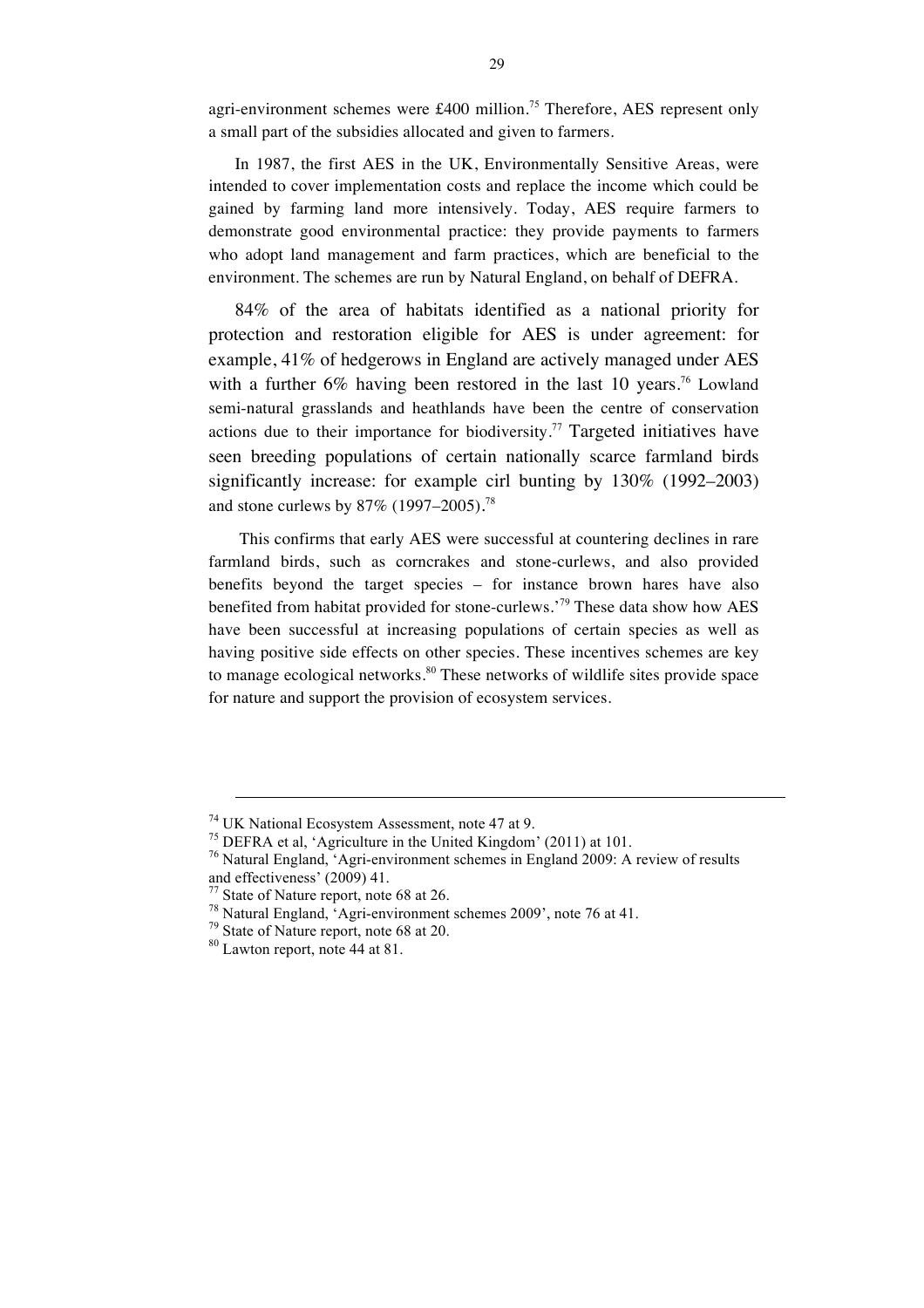agri-environment schemes were £400 million.[75] Therefore, AES represent only a small part of the subsidies allocated and given to farmers.

In 1987, the first AES in the UK, Environmentally Sensitive Areas, were intended to cover implementation costs and replace the income which could be gained by farming land more intensively. Today, AES require farmers to demonstrate good environmental practice: they provide payments to farmers who adopt land management and farm practices, which are beneficial to the environment. The schemes are run by Natural England, on behalf of DEFRA.

84% of the area of habitats identified as a national priority for protection and restoration eligible for AES is under agreement: for example, 41% of hedgerows in England are actively managed under AES with a further 6% having been restored in the last 10 years.[76] Lowland semi-natural grasslands and heathlands have been the centre of conservation actions due to their importance for biodiversity.[77] Targeted initiatives have seen breeding populations of certain nationally scarce farmland birds significantly increase: for example cirl bunting by 130% (1992–2003) and stone curlews by 87% (1997–2005).[78]

This confirms that early AES were successful at countering declines in rare farmland birds, such as corncrakes and stone-curlews, and also provided benefits beyond the target species – for instance brown hares have also benefited from habitat provided for stone-curlews.'[79] These data show how AES have been successful at increasing populations of certain species as well as having positive side effects on other species. These incentives schemes are key to manage ecological networks.[80] These networks of wildlife sites provide space for nature and support the provision of ecosystem services.

---

[74] UK National Ecosystem Assessment, note 47 at 9.

[75] DEFRA et al, 'Agriculture in the United Kingdom' (2011) at 101.

[76] Natural England, 'Agri-environment schemes in England 2009: A review of results and effectiveness' (2009) 41.

[77] State of Nature report, note 68 at 26.

[78] Natural England, 'Agri-environment schemes 2009', note 76 at 41.

[79] State of Nature report, note 68 at 20.

[80] Lawton report, note 44 at 81.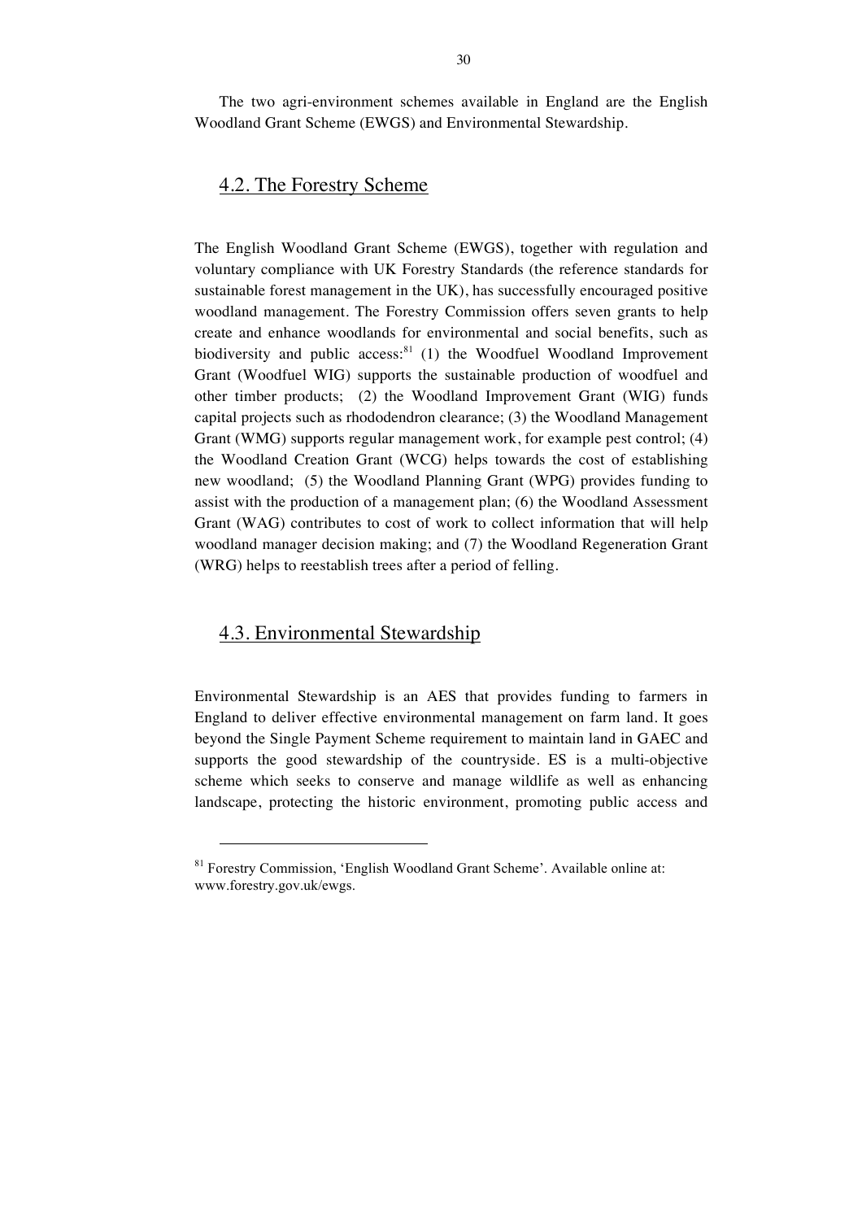The two agri-environment schemes available in England are the English Woodland Grant Scheme (EWGS) and Environmental Stewardship.

## 4.2. The Forestry Scheme

The English Woodland Grant Scheme (EWGS), together with regulation and voluntary compliance with UK Forestry Standards (the reference standards for sustainable forest management in the UK), has successfully encouraged positive woodland management. The Forestry Commission offers seven grants to help create and enhance woodlands for environmental and social benefits, such as biodiversity and public access:[81] (1) the Woodfuel Woodland Improvement Grant (Woodfuel WIG) supports the sustainable production of woodfuel and other timber products; (2) the Woodland Improvement Grant (WIG) funds capital projects such as rhododendron clearance; (3) the Woodland Management Grant (WMG) supports regular management work, for example pest control; (4) the Woodland Creation Grant (WCG) helps towards the cost of establishing new woodland; (5) the Woodland Planning Grant (WPG) provides funding to assist with the production of a management plan; (6) the Woodland Assessment Grant (WAG) contributes to cost of work to collect information that will help woodland manager decision making; and (7) the Woodland Regeneration Grant (WRG) helps to reestablish trees after a period of felling.

## 4.3. Environmental Stewardship

Environmental Stewardship is an AES that provides funding to farmers in England to deliver effective environmental management on farm land. It goes beyond the Single Payment Scheme requirement to maintain land in GAEC and supports the good stewardship of the countryside. ES is a multi-objective scheme which seeks to conserve and manage wildlife as well as enhancing landscape, protecting the historic environment, promoting public access and

---

[81] Forestry Commission, 'English Woodland Grant Scheme'. Available online at: www.forestry.gov.uk/ewgs.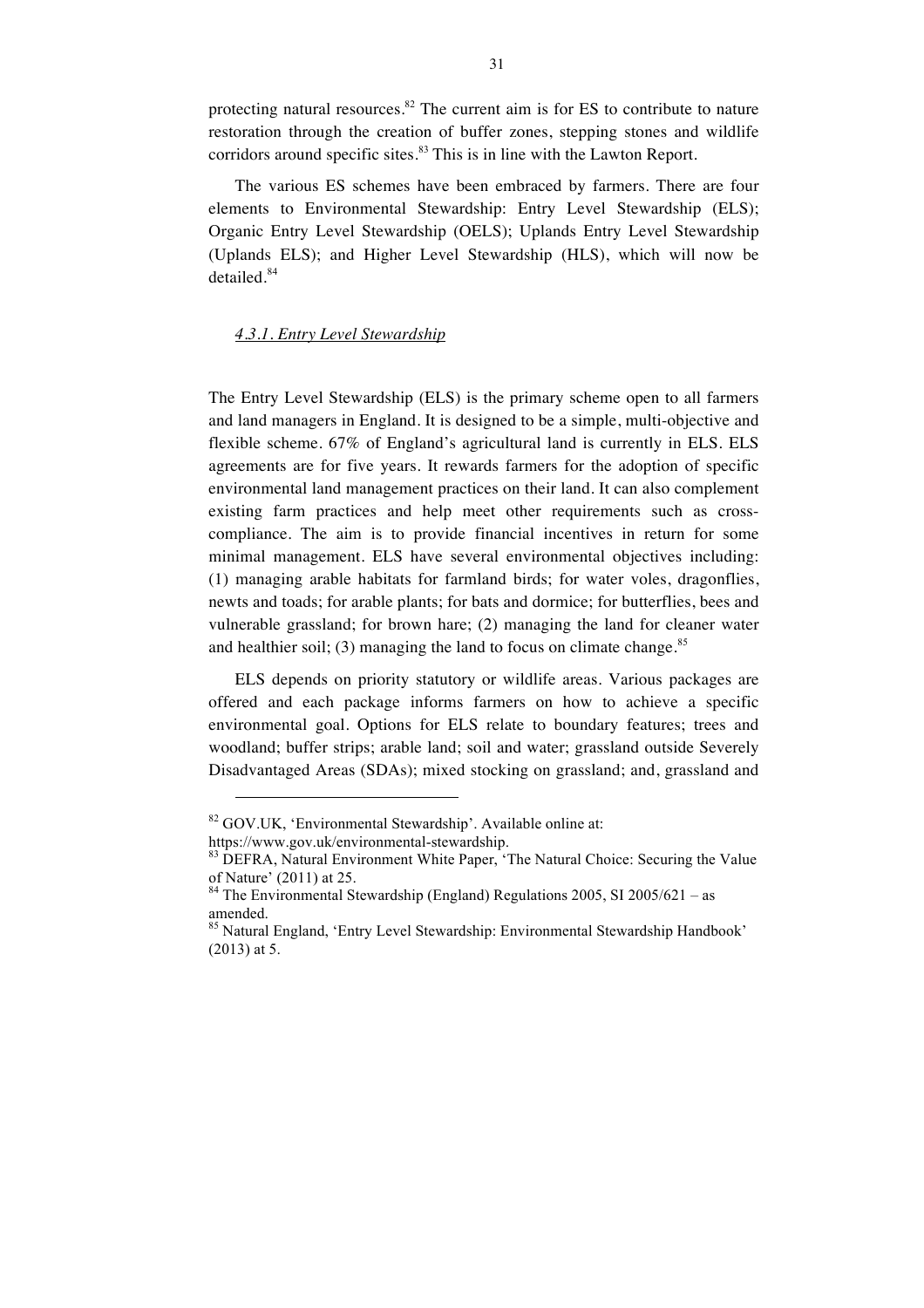protecting natural resources.[82] The current aim is for ES to contribute to nature restoration through the creation of buffer zones, stepping stones and wildlife corridors around specific sites.[83] This is in line with the Lawton Report.

The various ES schemes have been embraced by farmers. There are four elements to Environmental Stewardship: Entry Level Stewardship (ELS); Organic Entry Level Stewardship (OELS); Uplands Entry Level Stewardship (Uplands ELS); and Higher Level Stewardship (HLS), which will now be detailed.[84]

#### *4.3.1. Entry Level Stewardship*

The Entry Level Stewardship (ELS) is the primary scheme open to all farmers and land managers in England. It is designed to be a simple, multi-objective and flexible scheme. 67% of England's agricultural land is currently in ELS. ELS agreements are for five years. It rewards farmers for the adoption of specific environmental land management practices on their land. It can also complement existing farm practices and help meet other requirements such as cross-compliance. The aim is to provide financial incentives in return for some minimal management. ELS have several environmental objectives including: (1) managing arable habitats for farmland birds; for water voles, dragonflies, newts and toads; for arable plants; for bats and dormice; for butterflies, bees and vulnerable grassland; for brown hare; (2) managing the land for cleaner water and healthier soil; (3) managing the land to focus on climate change.[85]

ELS depends on priority statutory or wildlife areas. Various packages are offered and each package informs farmers on how to achieve a specific environmental goal. Options for ELS relate to boundary features; trees and woodland; buffer strips; arable land; soil and water; grassland outside Severely Disadvantaged Areas (SDAs); mixed stocking on grassland; and, grassland and

---

[82] GOV.UK, 'Environmental Stewardship'. Available online at: https://www.gov.uk/environmental-stewardship.

[83] DEFRA, Natural Environment White Paper, 'The Natural Choice: Securing the Value of Nature' (2011) at 25.

[84] The Environmental Stewardship (England) Regulations 2005, SI 2005/621 – as amended.

[85] Natural England, 'Entry Level Stewardship: Environmental Stewardship Handbook' (2013) at 5.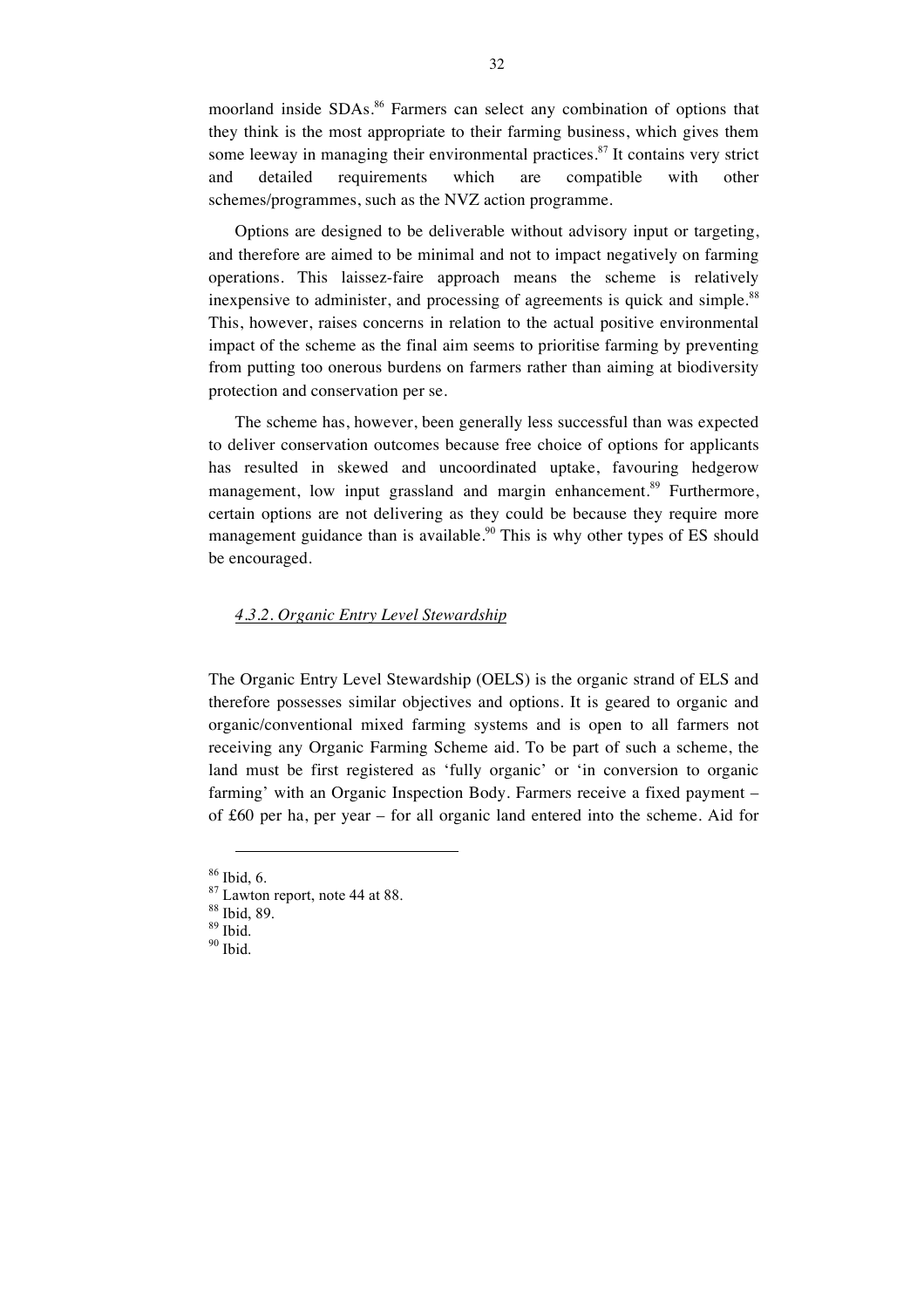moorland inside SDAs.[86] Farmers can select any combination of options that they think is the most appropriate to their farming business, which gives them some leeway in managing their environmental practices.[87] It contains very strict and detailed requirements which are compatible with other schemes/programmes, such as the NVZ action programme.

Options are designed to be deliverable without advisory input or targeting, and therefore are aimed to be minimal and not to impact negatively on farming operations. This laissez-faire approach means the scheme is relatively inexpensive to administer, and processing of agreements is quick and simple.[88] This, however, raises concerns in relation to the actual positive environmental impact of the scheme as the final aim seems to prioritise farming by preventing from putting too onerous burdens on farmers rather than aiming at biodiversity protection and conservation per se.

The scheme has, however, been generally less successful than was expected to deliver conservation outcomes because free choice of options for applicants has resulted in skewed and uncoordinated uptake, favouring hedgerow management, low input grassland and margin enhancement.[89] Furthermore, certain options are not delivering as they could be because they require more management guidance than is available.[90] This is why other types of ES should be encouraged.

### *4.3.2. Organic Entry Level Stewardship*

The Organic Entry Level Stewardship (OELS) is the organic strand of ELS and therefore possesses similar objectives and options. It is geared to organic and organic/conventional mixed farming systems and is open to all farmers not receiving any Organic Farming Scheme aid. To be part of such a scheme, the land must be first registered as 'fully organic' or 'in conversion to organic farming' with an Organic Inspection Body. Farmers receive a fixed payment – of £60 per ha, per year – for all organic land entered into the scheme. Aid for

---

[86] Ibid, 6.
[87] Lawton report, note 44 at 88.
[88] Ibid, 89.
[89] Ibid.
[90] Ibid.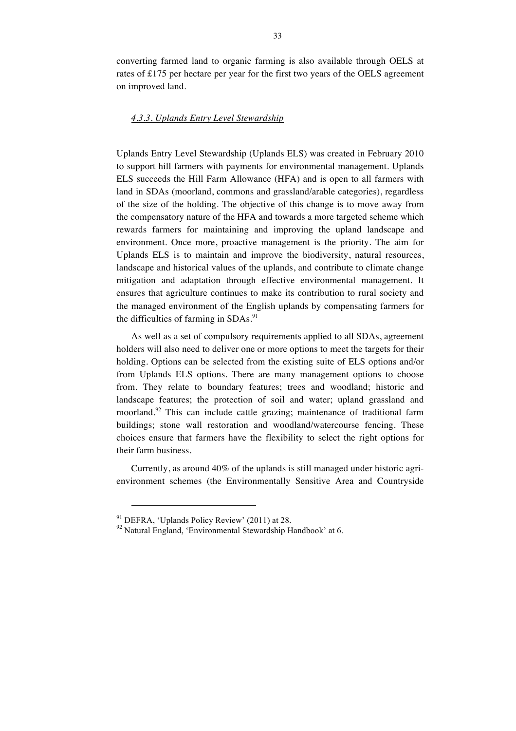converting farmed land to organic farming is also available through OELS at rates of £175 per hectare per year for the first two years of the OELS agreement on improved land.

#### *4.3.3. Uplands Entry Level Stewardship*

Uplands Entry Level Stewardship (Uplands ELS) was created in February 2010 to support hill farmers with payments for environmental management. Uplands ELS succeeds the Hill Farm Allowance (HFA) and is open to all farmers with land in SDAs (moorland, commons and grassland/arable categories), regardless of the size of the holding. The objective of this change is to move away from the compensatory nature of the HFA and towards a more targeted scheme which rewards farmers for maintaining and improving the upland landscape and environment. Once more, proactive management is the priority. The aim for Uplands ELS is to maintain and improve the biodiversity, natural resources, landscape and historical values of the uplands, and contribute to climate change mitigation and adaptation through effective environmental management. It ensures that agriculture continues to make its contribution to rural society and the managed environment of the English uplands by compensating farmers for the difficulties of farming in SDAs.[91]

As well as a set of compulsory requirements applied to all SDAs, agreement holders will also need to deliver one or more options to meet the targets for their holding. Options can be selected from the existing suite of ELS options and/or from Uplands ELS options. There are many management options to choose from. They relate to boundary features; trees and woodland; historic and landscape features; the protection of soil and water; upland grassland and moorland.[92] This can include cattle grazing; maintenance of traditional farm buildings; stone wall restoration and woodland/watercourse fencing. These choices ensure that farmers have the flexibility to select the right options for their farm business.

Currently, as around 40% of the uplands is still managed under historic agri-environment schemes (the Environmentally Sensitive Area and Countryside

---

[91] DEFRA, 'Uplands Policy Review' (2011) at 28.

[92] Natural England, 'Environmental Stewardship Handbook' at 6.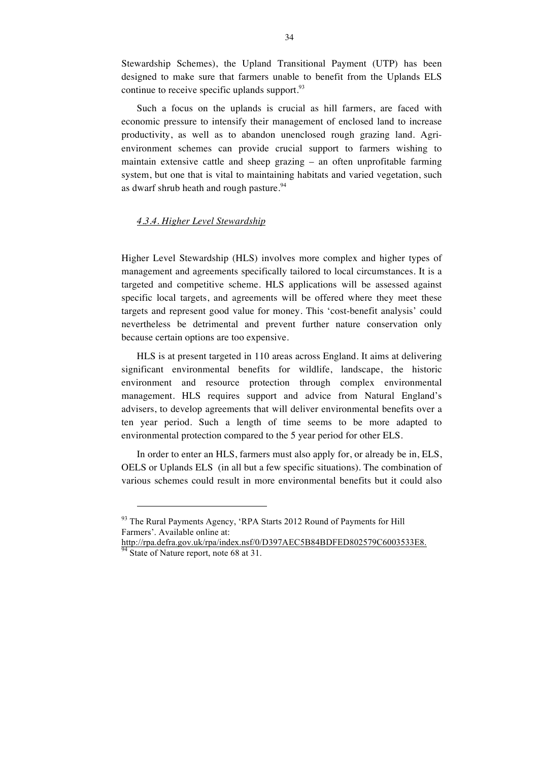Stewardship Schemes), the Upland Transitional Payment (UTP) has been designed to make sure that farmers unable to benefit from the Uplands ELS continue to receive specific uplands support.[93]

Such a focus on the uplands is crucial as hill farmers, are faced with economic pressure to intensify their management of enclosed land to increase productivity, as well as to abandon unenclosed rough grazing land. Agri-environment schemes can provide crucial support to farmers wishing to maintain extensive cattle and sheep grazing – an often unprofitable farming system, but one that is vital to maintaining habitats and varied vegetation, such as dwarf shrub heath and rough pasture.[94]

#### *4.3.4. Higher Level Stewardship*

Higher Level Stewardship (HLS) involves more complex and higher types of management and agreements specifically tailored to local circumstances. It is a targeted and competitive scheme. HLS applications will be assessed against specific local targets, and agreements will be offered where they meet these targets and represent good value for money. This 'cost-benefit analysis' could nevertheless be detrimental and prevent further nature conservation only because certain options are too expensive.

HLS is at present targeted in 110 areas across England. It aims at delivering significant environmental benefits for wildlife, landscape, the historic environment and resource protection through complex environmental management. HLS requires support and advice from Natural England's advisers, to develop agreements that will deliver environmental benefits over a ten year period. Such a length of time seems to be more adapted to environmental protection compared to the 5 year period for other ELS.

In order to enter an HLS, farmers must also apply for, or already be in, ELS, OELS or Uplands ELS (in all but a few specific situations). The combination of various schemes could result in more environmental benefits but it could also

---

[93] The Rural Payments Agency, 'RPA Starts 2012 Round of Payments for Hill Farmers'. Available online at: http://rpa.defra.gov.uk/rpa/index.nsf/0/D397AEC5B84BDFED802579C6003533E8.

[94] State of Nature report, note 68 at 31.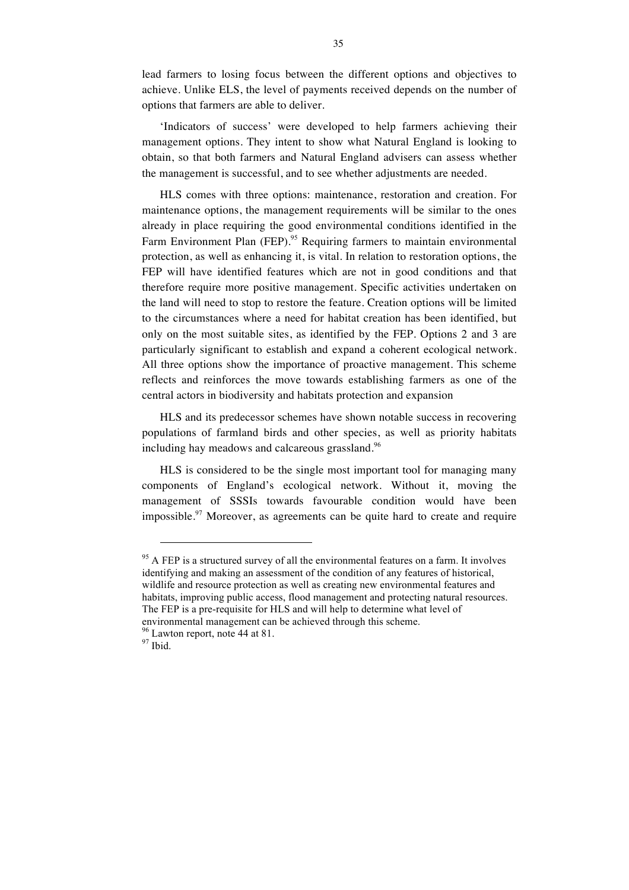lead farmers to losing focus between the different options and objectives to achieve. Unlike ELS, the level of payments received depends on the number of options that farmers are able to deliver.

'Indicators of success' were developed to help farmers achieving their management options. They intent to show what Natural England is looking to obtain, so that both farmers and Natural England advisers can assess whether the management is successful, and to see whether adjustments are needed.

HLS comes with three options: maintenance, restoration and creation. For maintenance options, the management requirements will be similar to the ones already in place requiring the good environmental conditions identified in the Farm Environment Plan (FEP).[95] Requiring farmers to maintain environmental protection, as well as enhancing it, is vital. In relation to restoration options, the FEP will have identified features which are not in good conditions and that therefore require more positive management. Specific activities undertaken on the land will need to stop to restore the feature. Creation options will be limited to the circumstances where a need for habitat creation has been identified, but only on the most suitable sites, as identified by the FEP. Options 2 and 3 are particularly significant to establish and expand a coherent ecological network. All three options show the importance of proactive management. This scheme reflects and reinforces the move towards establishing farmers as one of the central actors in biodiversity and habitats protection and expansion

HLS and its predecessor schemes have shown notable success in recovering populations of farmland birds and other species, as well as priority habitats including hay meadows and calcareous grassland.[96]

HLS is considered to be the single most important tool for managing many components of England's ecological network. Without it, moving the management of SSSIs towards favourable condition would have been impossible.[97] Moreover, as agreements can be quite hard to create and require

---

[95] A FEP is a structured survey of all the environmental features on a farm. It involves identifying and making an assessment of the condition of any features of historical, wildlife and resource protection as well as creating new environmental features and habitats, improving public access, flood management and protecting natural resources. The FEP is a pre-requisite for HLS and will help to determine what level of environmental management can be achieved through this scheme.

[96] Lawton report, note 44 at 81.

[97] Ibid.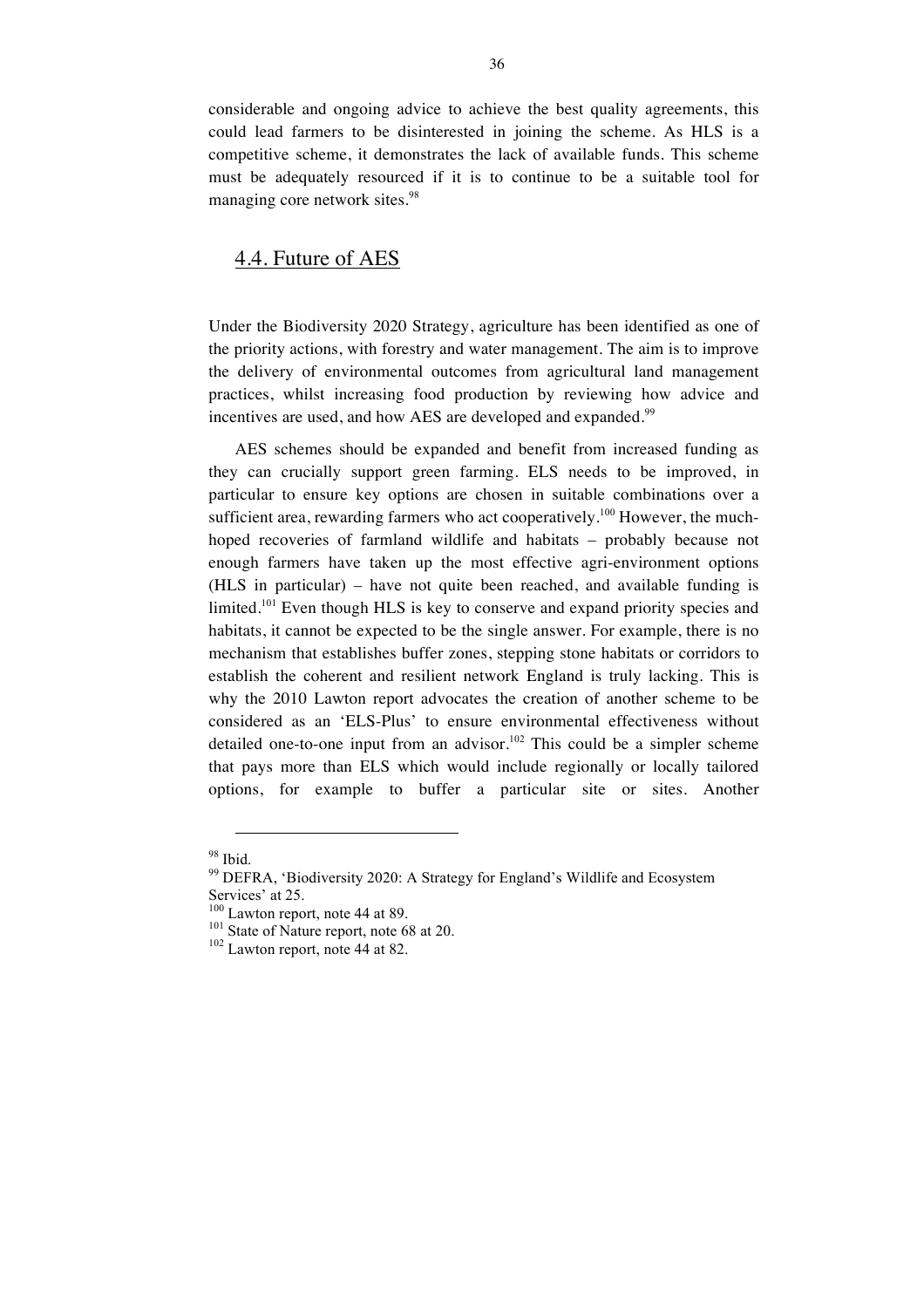considerable and ongoing advice to achieve the best quality agreements, this could lead farmers to be disinterested in joining the scheme. As HLS is a competitive scheme, it demonstrates the lack of available funds. This scheme must be adequately resourced if it is to continue to be a suitable tool for managing core network sites.[98]

## 4.4. Future of AES

Under the Biodiversity 2020 Strategy, agriculture has been identified as one of the priority actions, with forestry and water management. The aim is to improve the delivery of environmental outcomes from agricultural land management practices, whilst increasing food production by reviewing how advice and incentives are used, and how AES are developed and expanded.[99]

AES schemes should be expanded and benefit from increased funding as they can crucially support green farming. ELS needs to be improved, in particular to ensure key options are chosen in suitable combinations over a sufficient area, rewarding farmers who act cooperatively.[100] However, the much-hoped recoveries of farmland wildlife and habitats – probably because not enough farmers have taken up the most effective agri-environment options (HLS in particular) – have not quite been reached, and available funding is limited.[101] Even though HLS is key to conserve and expand priority species and habitats, it cannot be expected to be the single answer. For example, there is no mechanism that establishes buffer zones, stepping stone habitats or corridors to establish the coherent and resilient network England is truly lacking. This is why the 2010 Lawton report advocates the creation of another scheme to be considered as an 'ELS-Plus' to ensure environmental effectiveness without detailed one-to-one input from an advisor.[102] This could be a simpler scheme that pays more than ELS which would include regionally or locally tailored options, for example to buffer a particular site or sites. Another

---

[98] Ibid.

[99] DEFRA, 'Biodiversity 2020: A Strategy for England's Wildlife and Ecosystem Services' at 25.

[100] Lawton report, note 44 at 89.

[101] State of Nature report, note 68 at 20.

[102] Lawton report, note 44 at 82.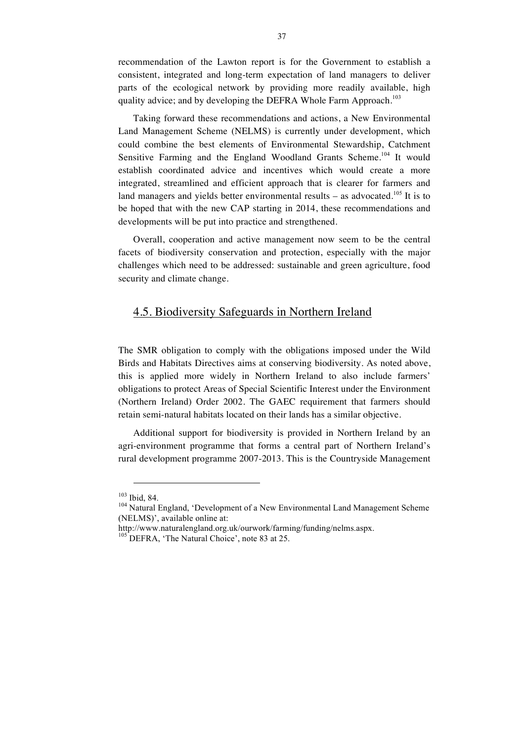recommendation of the Lawton report is for the Government to establish a consistent, integrated and long-term expectation of land managers to deliver parts of the ecological network by providing more readily available, high quality advice; and by developing the DEFRA Whole Farm Approach.[103]

Taking forward these recommendations and actions, a New Environmental Land Management Scheme (NELMS) is currently under development, which could combine the best elements of Environmental Stewardship, Catchment Sensitive Farming and the England Woodland Grants Scheme.[104] It would establish coordinated advice and incentives which would create a more integrated, streamlined and efficient approach that is clearer for farmers and land managers and yields better environmental results – as advocated.[105] It is to be hoped that with the new CAP starting in 2014, these recommendations and developments will be put into practice and strengthened.

Overall, cooperation and active management now seem to be the central facets of biodiversity conservation and protection, especially with the major challenges which need to be addressed: sustainable and green agriculture, food security and climate change.

## 4.5. Biodiversity Safeguards in Northern Ireland

The SMR obligation to comply with the obligations imposed under the Wild Birds and Habitats Directives aims at conserving biodiversity. As noted above, this is applied more widely in Northern Ireland to also include farmers' obligations to protect Areas of Special Scientific Interest under the Environment (Northern Ireland) Order 2002. The GAEC requirement that farmers should retain semi-natural habitats located on their lands has a similar objective.

Additional support for biodiversity is provided in Northern Ireland by an agri-environment programme that forms a central part of Northern Ireland's rural development programme 2007-2013. This is the Countryside Management

---

[103] Ibid, 84.

[104] Natural England, 'Development of a New Environmental Land Management Scheme (NELMS)', available online at: http://www.naturalengland.org.uk/ourwork/farming/funding/nelms.aspx.

[105] DEFRA, 'The Natural Choice', note 83 at 25.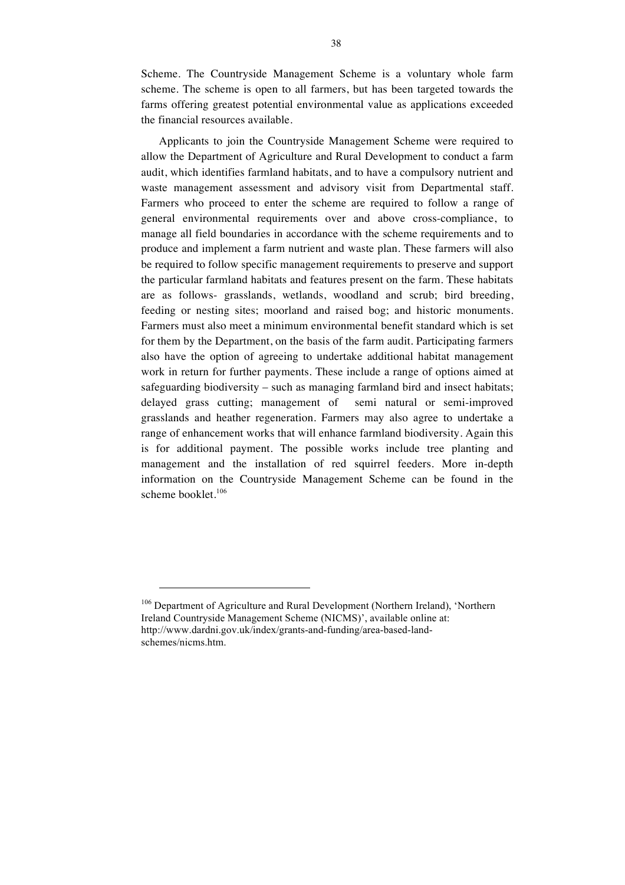Scheme. The Countryside Management Scheme is a voluntary whole farm scheme. The scheme is open to all farmers, but has been targeted towards the farms offering greatest potential environmental value as applications exceeded the financial resources available.

Applicants to join the Countryside Management Scheme were required to allow the Department of Agriculture and Rural Development to conduct a farm audit, which identifies farmland habitats, and to have a compulsory nutrient and waste management assessment and advisory visit from Departmental staff. Farmers who proceed to enter the scheme are required to follow a range of general environmental requirements over and above cross-compliance, to manage all field boundaries in accordance with the scheme requirements and to produce and implement a farm nutrient and waste plan. These farmers will also be required to follow specific management requirements to preserve and support the particular farmland habitats and features present on the farm. These habitats are as follows- grasslands, wetlands, woodland and scrub; bird breeding, feeding or nesting sites; moorland and raised bog; and historic monuments. Farmers must also meet a minimum environmental benefit standard which is set for them by the Department, on the basis of the farm audit. Participating farmers also have the option of agreeing to undertake additional habitat management work in return for further payments. These include a range of options aimed at safeguarding biodiversity – such as managing farmland bird and insect habitats; delayed grass cutting; management of semi natural or semi-improved grasslands and heather regeneration. Farmers may also agree to undertake a range of enhancement works that will enhance farmland biodiversity. Again this is for additional payment. The possible works include tree planting and management and the installation of red squirrel feeders. More in-depth information on the Countryside Management Scheme can be found in the scheme booklet.[106]

---

[106] Department of Agriculture and Rural Development (Northern Ireland), 'Northern Ireland Countryside Management Scheme (NICMS)', available online at: http://www.dardni.gov.uk/index/grants-and-funding/area-based-land-schemes/nicms.htm.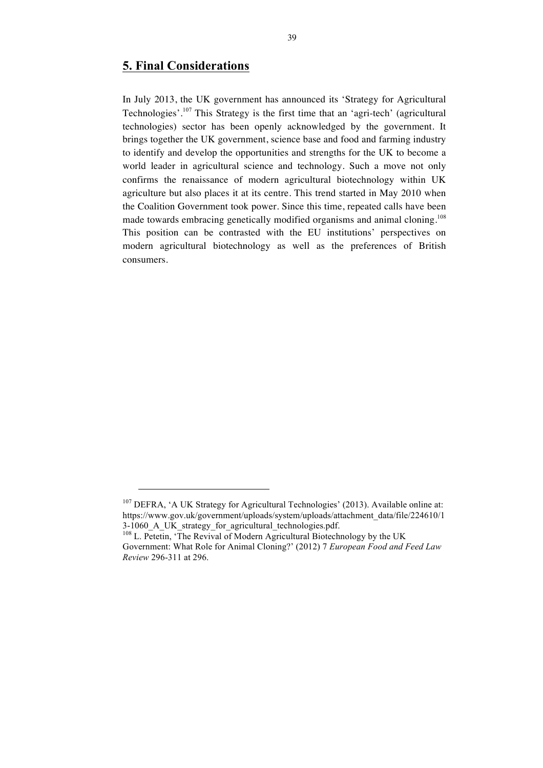## 5. Final Considerations

In July 2013, the UK government has announced its 'Strategy for Agricultural Technologies'.[107] This Strategy is the first time that an 'agri-tech' (agricultural technologies) sector has been openly acknowledged by the government. It brings together the UK government, science base and food and farming industry to identify and develop the opportunities and strengths for the UK to become a world leader in agricultural science and technology. Such a move not only confirms the renaissance of modern agricultural biotechnology within UK agriculture but also places it at its centre. This trend started in May 2010 when the Coalition Government took power. Since this time, repeated calls have been made towards embracing genetically modified organisms and animal cloning.[108] This position can be contrasted with the EU institutions' perspectives on modern agricultural biotechnology as well as the preferences of British consumers.

---

[107] DEFRA, 'A UK Strategy for Agricultural Technologies' (2013). Available online at: https://www.gov.uk/government/uploads/system/uploads/attachment_data/file/224610/13-1060_A_UK_strategy_for_agricultural_technologies.pdf.

[108] L. Petetin, 'The Revival of Modern Agricultural Biotechnology by the UK Government: What Role for Animal Cloning?' (2012) 7 *European Food and Feed Law Review* 296-311 at 296.